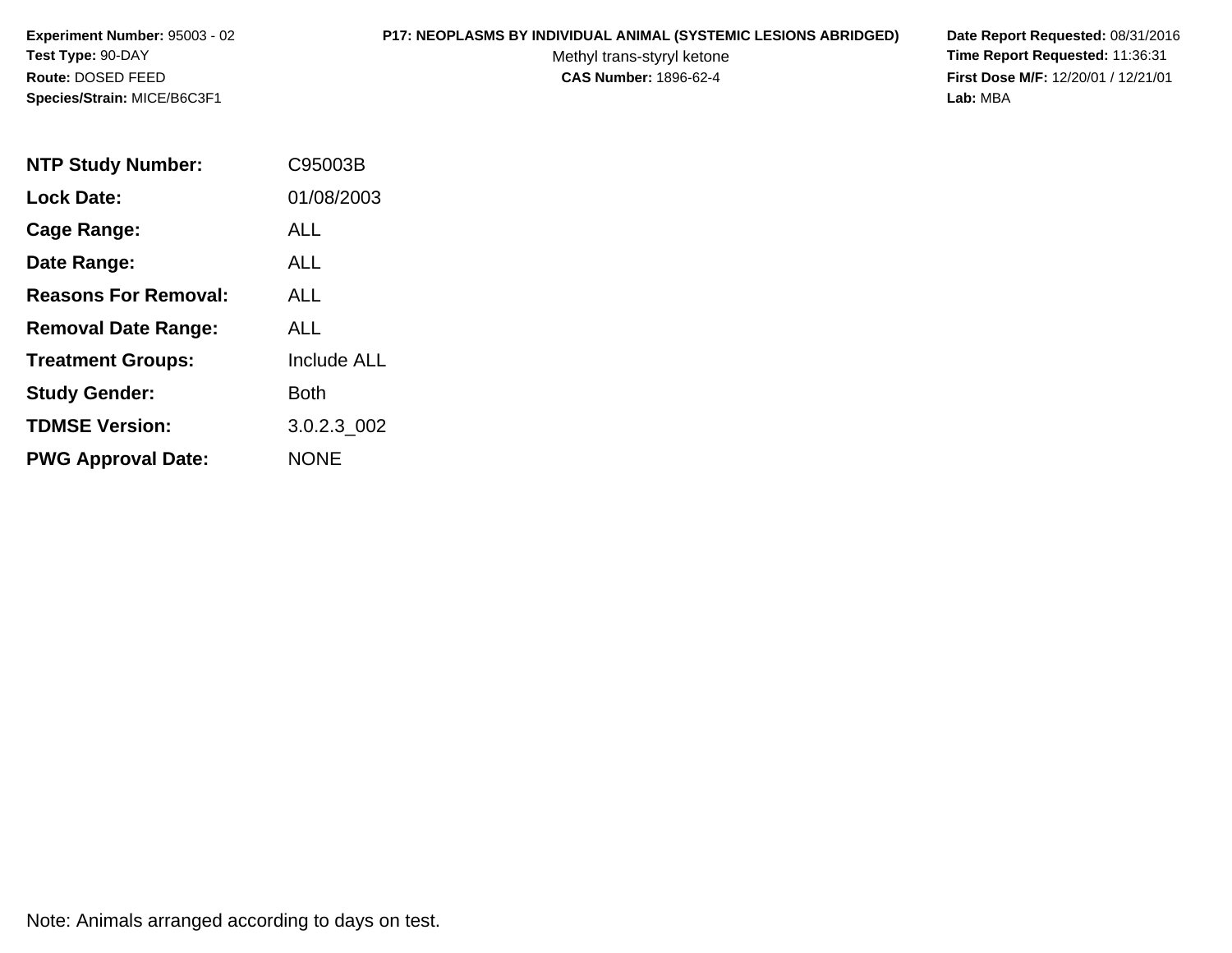**Experiment Number:** 95003 - 02
**Test Type:** 90-DAY
**Route:** DOSED FEED
**Species/Strain:** MICE/B6C3F1

**P17: NEOPLASMS BY INDIVIDUAL ANIMAL (SYSTEMIC LESIONS ABRIDGED)**
Methyl trans-styryl ketone
**CAS Number:** 1896-62-4

**Date Report Requested:** 08/31/2016
**Time Report Requested:** 11:36:31
**First Dose M/F:** 12/20/01 / 12/21/01
**Lab:** MBA

| | |
|---|---|
| **NTP Study Number:** | C95003B |
| **Lock Date:** | 01/08/2003 |
| **Cage Range:** | ALL |
| **Date Range:** | ALL |
| **Reasons For Removal:** | ALL |
| **Removal Date Range:** | ALL |
| **Treatment Groups:** | Include ALL |
| **Study Gender:** | Both |
| **TDMSE Version:** | 3.0.2.3_002 |
| **PWG Approval Date:** | NONE |

Note: Animals arranged according to days on test.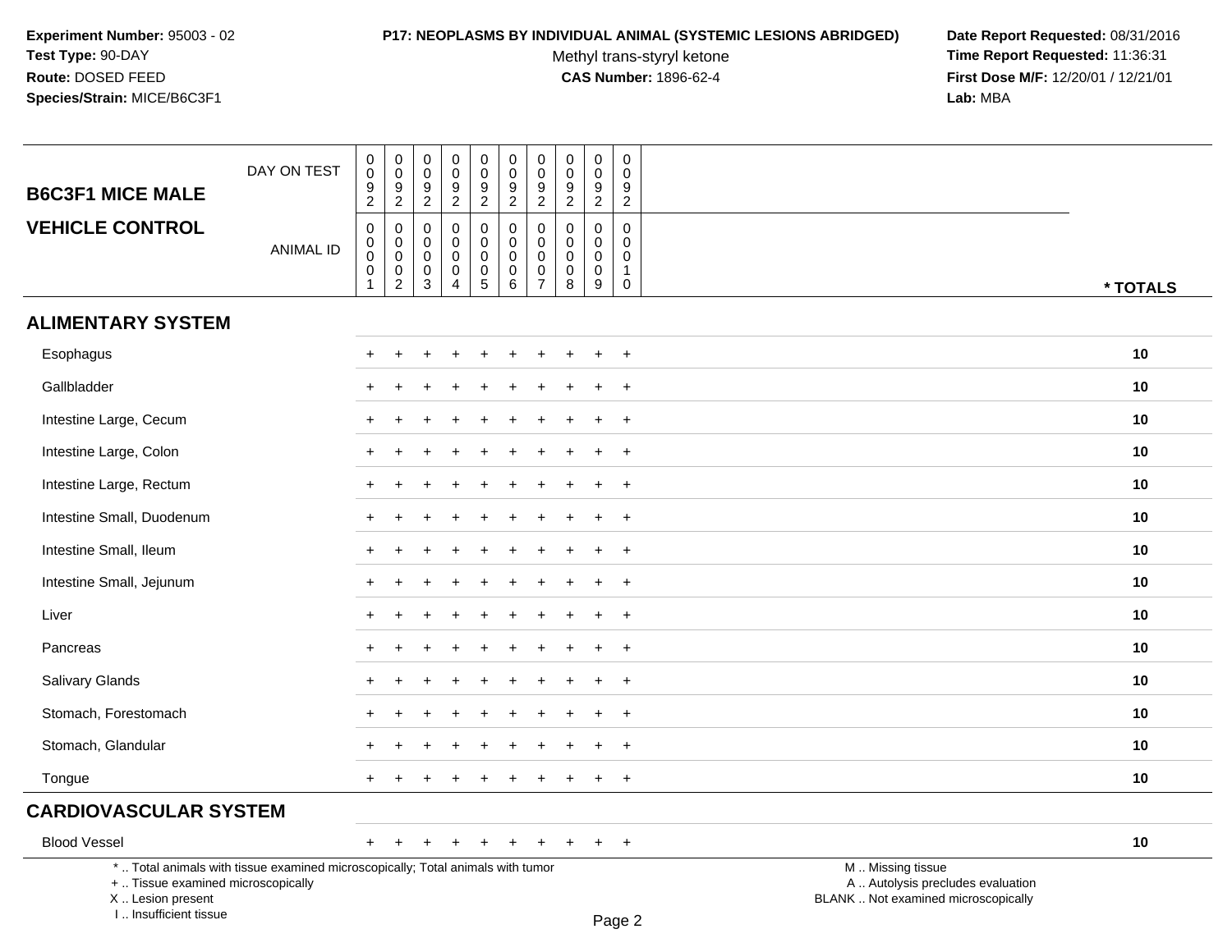**Experiment Number:** 95003 - 02
**Test Type:** 90-DAY
**Route:** DOSED FEED
**Species/Strain:** MICE/B6C3F1

**P17: NEOPLASMS BY INDIVIDUAL ANIMAL (SYSTEMIC LESIONS ABRIDGED)**
Methyl trans-styryl ketone
**CAS Number:** 1896-62-4

**Date Report Requested:** 08/31/2016
**Time Report Requested:** 11:36:31
**First Dose M/F:** 12/20/01 / 12/21/01
**Lab:** MBA

| B6C3F1 MICE MALE / VEHICLE CONTROL | | | | | | | | | | | |
|---|---|---|---|---|---|---|---|---|---|---|---|
| DAY ON TEST | 0092 | 0092 | 0092 | 0092 | 0092 | 0092 | 0092 | 0092 | 0092 | 0092 | |
| ANIMAL ID | 00001 | 00002 | 00003 | 00004 | 00005 | 00006 | 00007 | 00008 | 00009 | 00010 | * TOTALS |
| **ALIMENTARY SYSTEM** | | | | | | | | | | | |
| Esophagus | + | + | + | + | + | + | + | + | + | + | 10 |
| Gallbladder | + | + | + | + | + | + | + | + | + | + | 10 |
| Intestine Large, Cecum | + | + | + | + | + | + | + | + | + | + | 10 |
| Intestine Large, Colon | + | + | + | + | + | + | + | + | + | + | 10 |
| Intestine Large, Rectum | + | + | + | + | + | + | + | + | + | + | 10 |
| Intestine Small, Duodenum | + | + | + | + | + | + | + | + | + | + | 10 |
| Intestine Small, Ileum | + | + | + | + | + | + | + | + | + | + | 10 |
| Intestine Small, Jejunum | + | + | + | + | + | + | + | + | + | + | 10 |
| Liver | + | + | + | + | + | + | + | + | + | + | 10 |
| Pancreas | + | + | + | + | + | + | + | + | + | + | 10 |
| Salivary Glands | + | + | + | + | + | + | + | + | + | + | 10 |
| Stomach, Forestomach | + | + | + | + | + | + | + | + | + | + | 10 |
| Stomach, Glandular | + | + | + | + | + | + | + | + | + | + | 10 |
| Tongue | + | + | + | + | + | + | + | + | + | + | 10 |
| **CARDIOVASCULAR SYSTEM** | | | | | | | | | | | |
| Blood Vessel | + | + | + | + | + | + | + | + | + | + | 10 |

\* .. Total animals with tissue examined microscopically; Total animals with tumor
\+ .. Tissue examined microscopically
X .. Lesion present
I .. Insufficient tissue

M .. Missing tissue
A .. Autolysis precludes evaluation
BLANK .. Not examined microscopically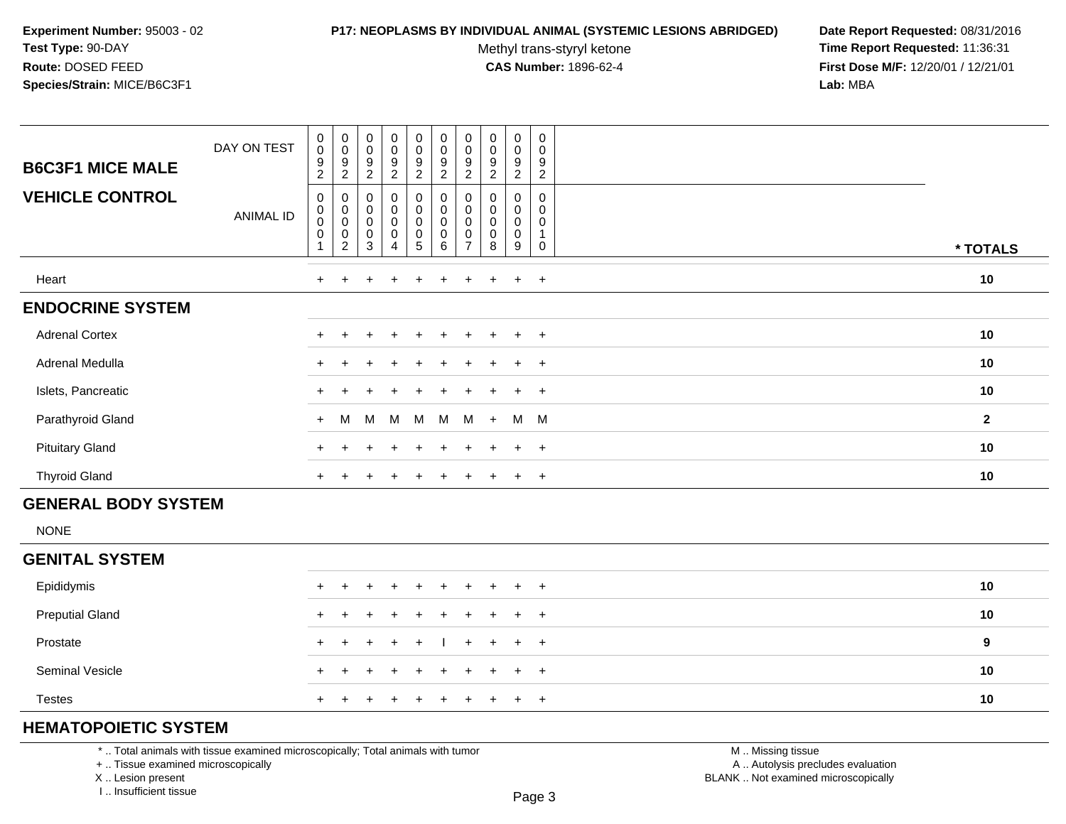**Experiment Number:** 95003 - 02
**Test Type:** 90-DAY
**Route:** DOSED FEED
**Species/Strain:** MICE/B6C3F1

**P17: NEOPLASMS BY INDIVIDUAL ANIMAL (SYSTEMIC LESIONS ABRIDGED)**
Methyl trans-styryl ketone
**CAS Number:** 1896-62-4

**Date Report Requested:** 08/31/2016
**Time Report Requested:** 11:36:31
**First Dose M/F:** 12/20/01 / 12/21/01
**Lab:** MBA

| B6C3F1 MICE MALE / VEHICLE CONTROL | | | | | | | | | | | |
|---|---|---|---|---|---|---|---|---|---|---|---|
| DAY ON TEST | 0092 | 0092 | 0092 | 0092 | 0092 | 0092 | 0092 | 0092 | 0092 | 0092 | |
| ANIMAL ID | 00001 | 00002 | 00003 | 00004 | 00005 | 00006 | 00007 | 00008 | 00009 | 00010 | * TOTALS |
| Heart | + | + | + | + | + | + | + | + | + | + | 10 |
| **ENDOCRINE SYSTEM** | | | | | | | | | | | |
| Adrenal Cortex | + | + | + | + | + | + | + | + | + | + | 10 |
| Adrenal Medulla | + | + | + | + | + | + | + | + | + | + | 10 |
| Islets, Pancreatic | + | + | + | + | + | + | + | + | + | + | 10 |
| Parathyroid Gland | + | M | M | M | M | M | M | + | M | M | 2 |
| Pituitary Gland | + | + | + | + | + | + | + | + | + | + | 10 |
| Thyroid Gland | + | + | + | + | + | + | + | + | + | + | 10 |
| **GENERAL BODY SYSTEM** | | | | | | | | | | | |
| NONE | | | | | | | | | | | |
| **GENITAL SYSTEM** | | | | | | | | | | | |
| Epididymis | + | + | + | + | + | + | + | + | + | + | 10 |
| Preputial Gland | + | + | + | + | + | + | + | + | + | + | 10 |
| Prostate | + | + | + | + | + | I | + | + | + | + | 9 |
| Seminal Vesicle | + | + | + | + | + | + | + | + | + | + | 10 |
| Testes | + | + | + | + | + | + | + | + | + | + | 10 |
| **HEMATOPOIETIC SYSTEM** | | | | | | | | | | | |

* .. Total animals with tissue examined microscopically; Total animals with tumor
+ .. Tissue examined microscopically
X .. Lesion present
I .. Insufficient tissue

M .. Missing tissue
A .. Autolysis precludes evaluation
BLANK .. Not examined microscopically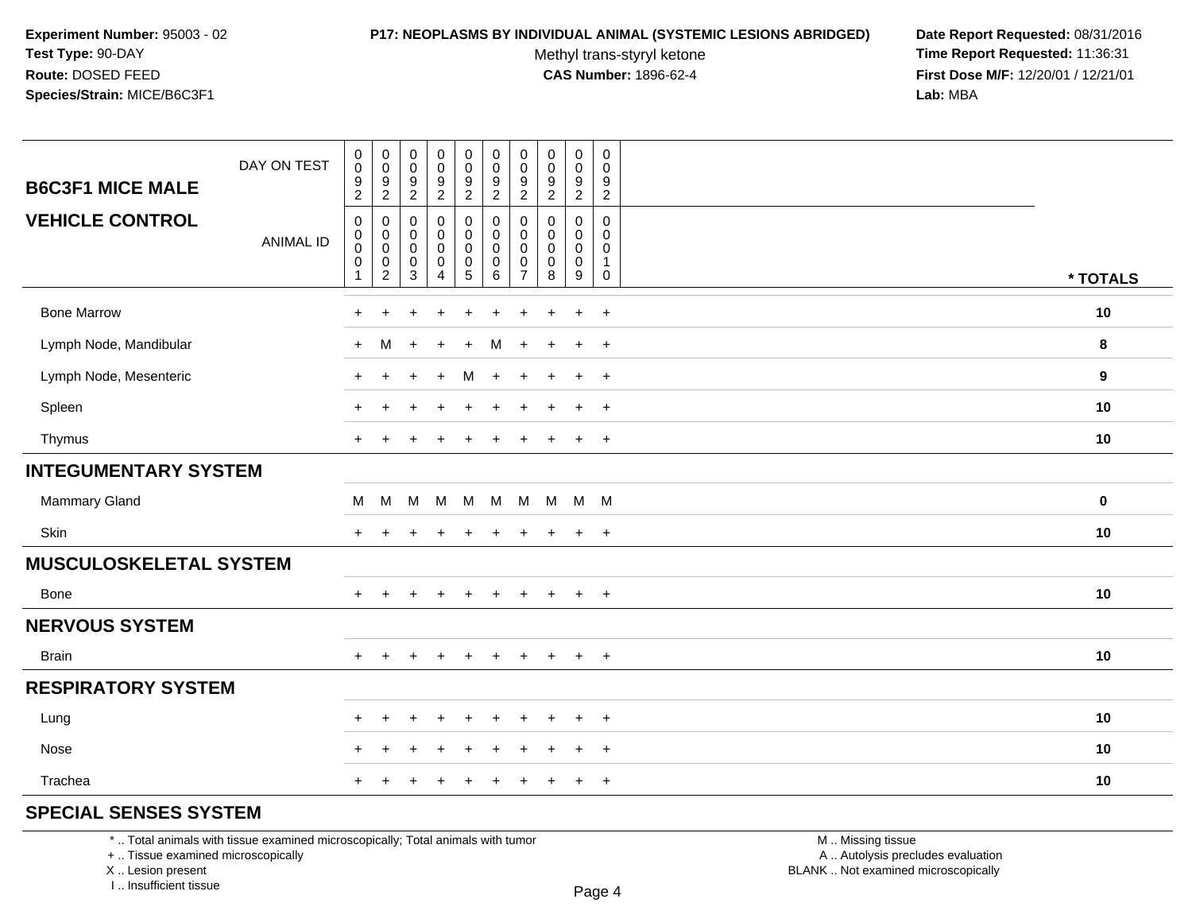**Experiment Number:** 95003 - 02
**Test Type:** 90-DAY
**Route:** DOSED FEED
**Species/Strain:** MICE/B6C3F1

**P17: NEOPLASMS BY INDIVIDUAL ANIMAL (SYSTEMIC LESIONS ABRIDGED)**
Methyl trans-styryl ketone
**CAS Number:** 1896-62-4

**Date Report Requested:** 08/31/2016
**Time Report Requested:** 11:36:31
**First Dose M/F:** 12/20/01 / 12/21/01
**Lab:** MBA

| B6C3F1 MICE MALE / VEHICLE CONTROL | | | | | | | | | | | |
|---|---|---|---|---|---|---|---|---|---|---|---|
| DAY ON TEST | 0092 | 0092 | 0092 | 0092 | 0092 | 0092 | 0092 | 0092 | 0092 | 0092 | |
| ANIMAL ID | 00001 | 00002 | 00003 | 00004 | 00005 | 00006 | 00007 | 00008 | 00009 | 00010 | * TOTALS |
| Bone Marrow | + | + | + | + | + | + | + | + | + | + | 10 |
| Lymph Node, Mandibular | + | M | + | + | + | M | + | + | + | + | 8 |
| Lymph Node, Mesenteric | + | + | + | + | M | + | + | + | + | + | 9 |
| Spleen | + | + | + | + | + | + | + | + | + | + | 10 |
| Thymus | + | + | + | + | + | + | + | + | + | + | 10 |
| **INTEGUMENTARY SYSTEM** | | | | | | | | | | | |
| Mammary Gland | M | M | M | M | M | M | M | M | M | M | 0 |
| Skin | + | + | + | + | + | + | + | + | + | + | 10 |
| **MUSCULOSKELETAL SYSTEM** | | | | | | | | | | | |
| Bone | + | + | + | + | + | + | + | + | + | + | 10 |
| **NERVOUS SYSTEM** | | | | | | | | | | | |
| Brain | + | + | + | + | + | + | + | + | + | + | 10 |
| **RESPIRATORY SYSTEM** | | | | | | | | | | | |
| Lung | + | + | + | + | + | + | + | + | + | + | 10 |
| Nose | + | + | + | + | + | + | + | + | + | + | 10 |
| Trachea | + | + | + | + | + | + | + | + | + | + | 10 |
| **SPECIAL SENSES SYSTEM** | | | | | | | | | | | |

* .. Total animals with tissue examined microscopically; Total animals with tumor
+ .. Tissue examined microscopically
X .. Lesion present
I .. Insufficient tissue

M .. Missing tissue
A .. Autolysis precludes evaluation
BLANK .. Not examined microscopically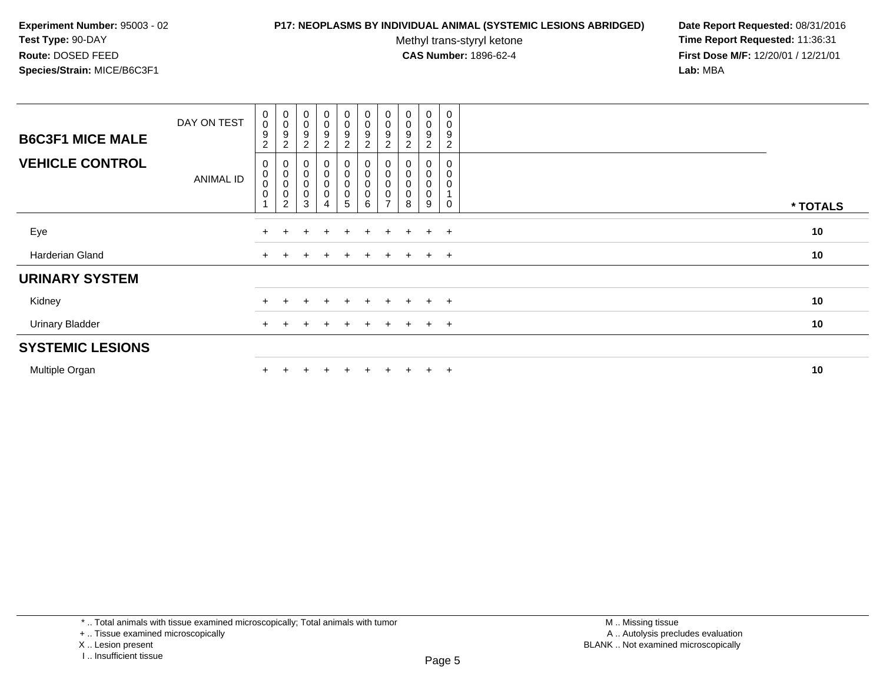**Experiment Number:** 95003 - 02
**Test Type:** 90-DAY
**Route:** DOSED FEED
**Species/Strain:** MICE/B6C3F1

**P17: NEOPLASMS BY INDIVIDUAL ANIMAL (SYSTEMIC LESIONS ABRIDGED)**
Methyl trans-styryl ketone
**CAS Number:** 1896-62-4

**Date Report Requested:** 08/31/2016
**Time Report Requested:** 11:36:31
**First Dose M/F:** 12/20/01 / 12/21/01
**Lab:** MBA

| B6C3F1 MICE MALE / VEHICLE CONTROL | | | | | | | | | | | |
|---|---|---|---|---|---|---|---|---|---|---|---|
| DAY ON TEST | 0092 | 0092 | 0092 | 0092 | 0092 | 0092 | 0092 | 0092 | 0092 | 0092 | |
| ANIMAL ID | 00001 | 00002 | 00003 | 00004 | 00005 | 00006 | 00007 | 00008 | 00009 | 00010 | * TOTALS |
| Eye | + | + | + | + | + | + | + | + | + | + | 10 |
| Harderian Gland | + | + | + | + | + | + | + | + | + | + | 10 |
| **URINARY SYSTEM** | | | | | | | | | | | |
| Kidney | + | + | + | + | + | + | + | + | + | + | 10 |
| Urinary Bladder | + | + | + | + | + | + | + | + | + | + | 10 |
| **SYSTEMIC LESIONS** | | | | | | | | | | | |
| Multiple Organ | + | + | + | + | + | + | + | + | + | + | 10 |

* .. Total animals with tissue examined microscopically; Total animals with tumor
+ .. Tissue examined microscopically
X .. Lesion present
I .. Insufficient tissue

M .. Missing tissue
A .. Autolysis precludes evaluation
BLANK .. Not examined microscopically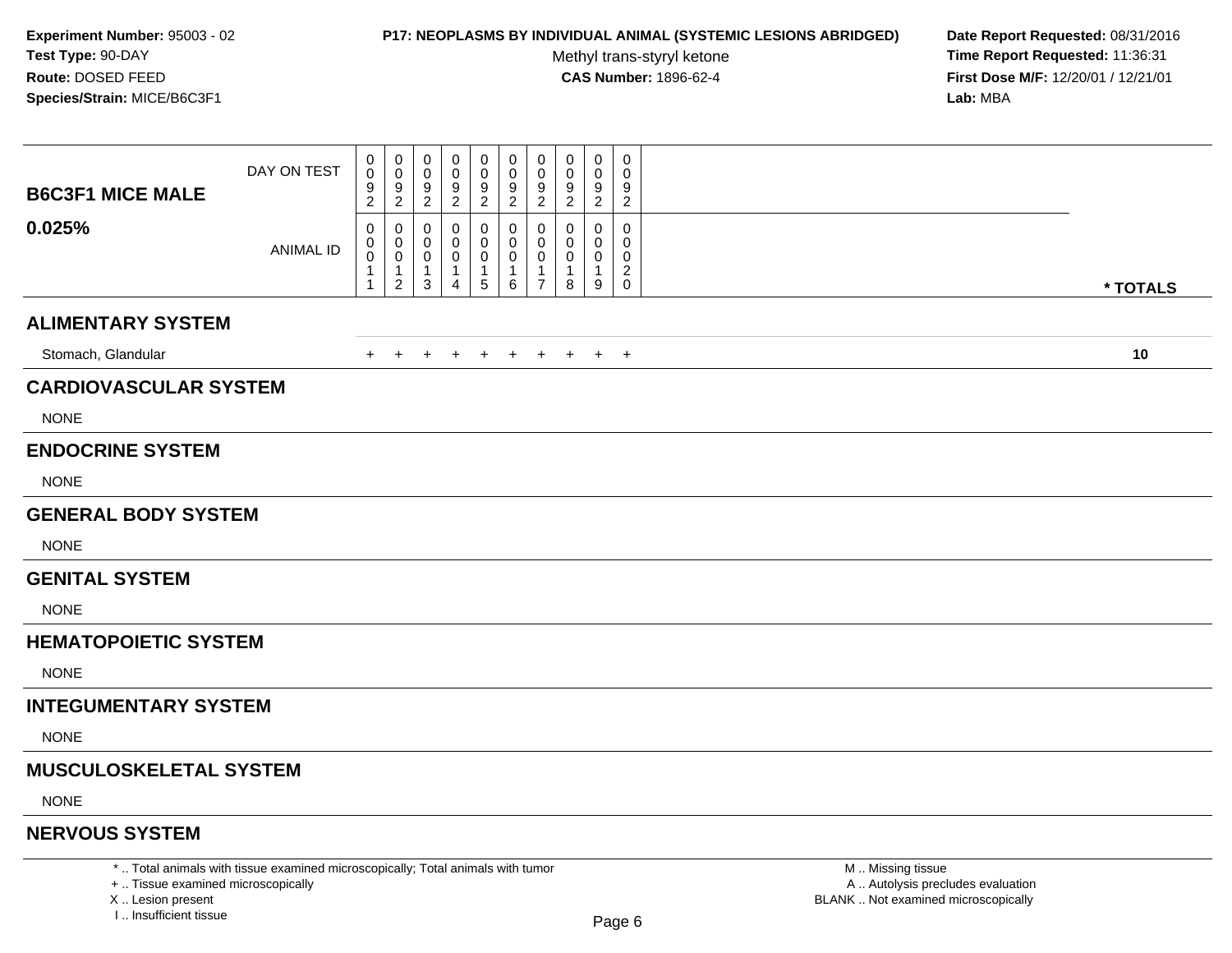**Experiment Number:** 95003 - 02
**Test Type:** 90-DAY
**Route:** DOSED FEED
**Species/Strain:** MICE/B6C3F1

**P17: NEOPLASMS BY INDIVIDUAL ANIMAL (SYSTEMIC LESIONS ABRIDGED)**
Methyl trans-styryl ketone
**CAS Number:** 1896-62-4

**Date Report Requested:** 08/31/2016
**Time Report Requested:** 11:36:31
**First Dose M/F:** 12/20/01 / 12/21/01
**Lab:** MBA

| **B6C3F1 MICE MALE** | | | | | | | | | | | |
|---|---|---|---|---|---|---|---|---|---|---|---|
| DAY ON TEST | 0092 | 0092 | 0092 | 0092 | 0092 | 0092 | 0092 | 0092 | 0092 | 0092 | |
| **0.025%** ANIMAL ID | 00011 | 00012 | 00013 | 00014 | 00015 | 00016 | 00017 | 00018 | 00019 | 00020 | **\* TOTALS** |
| **ALIMENTARY SYSTEM** | | | | | | | | | | | |
| Stomach, Glandular | + | + | + | + | + | + | + | + | + | + | **10** |
| **CARDIOVASCULAR SYSTEM** | | | | | | | | | | | |
| NONE | | | | | | | | | | | |
| **ENDOCRINE SYSTEM** | | | | | | | | | | | |
| NONE | | | | | | | | | | | |
| **GENERAL BODY SYSTEM** | | | | | | | | | | | |
| NONE | | | | | | | | | | | |
| **GENITAL SYSTEM** | | | | | | | | | | | |
| NONE | | | | | | | | | | | |
| **HEMATOPOIETIC SYSTEM** | | | | | | | | | | | |
| NONE | | | | | | | | | | | |
| **INTEGUMENTARY SYSTEM** | | | | | | | | | | | |
| NONE | | | | | | | | | | | |
| **MUSCULOSKELETAL SYSTEM** | | | | | | | | | | | |
| NONE | | | | | | | | | | | |
| **NERVOUS SYSTEM** | | | | | | | | | | | |

\* .. Total animals with tissue examined microscopically; Total animals with tumor
\+ .. Tissue examined microscopically
X .. Lesion present
I .. Insufficient tissue

M .. Missing tissue
A .. Autolysis precludes evaluation
BLANK .. Not examined microscopically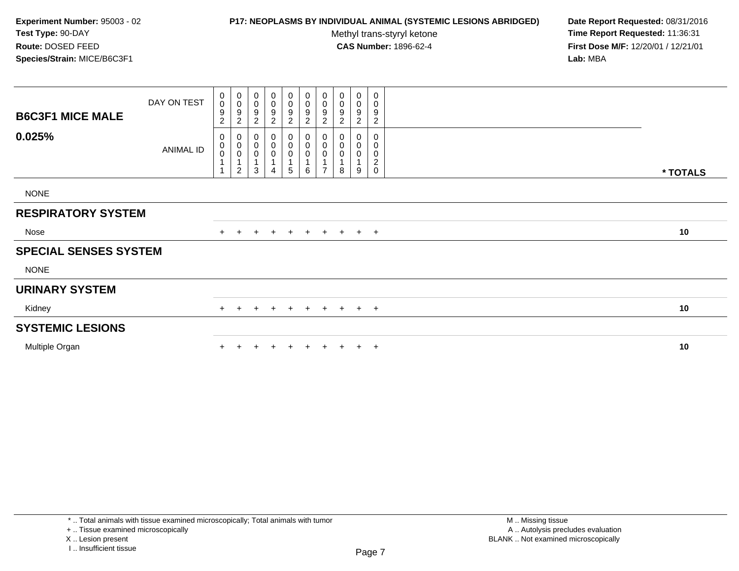**Experiment Number:** 95003 - 02
**Test Type:** 90-DAY
**Route:** DOSED FEED
**Species/Strain:** MICE/B6C3F1

**P17: NEOPLASMS BY INDIVIDUAL ANIMAL (SYSTEMIC LESIONS ABRIDGED)**
Methyl trans-styryl ketone
**CAS Number:** 1896-62-4

**Date Report Requested:** 08/31/2016
**Time Report Requested:** 11:36:31
**First Dose M/F:** 12/20/01 / 12/21/01
**Lab:** MBA

## B6C3F1 MICE MALE 0.025%

| DAY ON TEST | 0092 | 0092 | 0092 | 0092 | 0092 | 0092 | 0092 | 0092 | 0092 | 0092 | |
|---|---|---|---|---|---|---|---|---|---|---|---|
| **ANIMAL ID** | 00011 | 00012 | 00013 | 00014 | 00015 | 00016 | 00017 | 00018 | 00019 | 00020 | *** TOTALS** |
| NONE | | | | | | | | | | | |
| **RESPIRATORY SYSTEM** | | | | | | | | | | | |
| Nose | + | + | + | + | + | + | + | + | + | + | **10** |
| **SPECIAL SENSES SYSTEM** | | | | | | | | | | | |
| NONE | | | | | | | | | | | |
| **URINARY SYSTEM** | | | | | | | | | | | |
| Kidney | + | + | + | + | + | + | + | + | + | + | **10** |
| **SYSTEMIC LESIONS** | | | | | | | | | | | |
| Multiple Organ | + | + | + | + | + | + | + | + | + | + | **10** |

\* .. Total animals with tissue examined microscopically; Total animals with tumor
\+ .. Tissue examined microscopically
X .. Lesion present
I .. Insufficient tissue

M .. Missing tissue
A .. Autolysis precludes evaluation
BLANK .. Not examined microscopically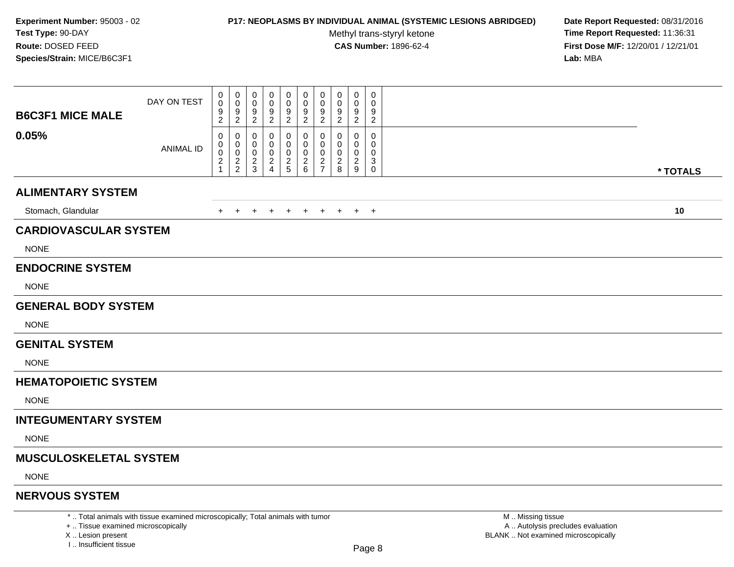**Experiment Number:** 95003 - 02
**Test Type:** 90-DAY
**Route:** DOSED FEED
**Species/Strain:** MICE/B6C3F1

**P17: NEOPLASMS BY INDIVIDUAL ANIMAL (SYSTEMIC LESIONS ABRIDGED)**
Methyl trans-styryl ketone
**CAS Number:** 1896-62-4

**Date Report Requested:** 08/31/2016
**Time Report Requested:** 11:36:31
**First Dose M/F:** 12/20/01 / 12/21/01
**Lab:** MBA

| **B6C3F1 MICE MALE** | | | | | | | | | | | |
|---|---|---|---|---|---|---|---|---|---|---|---|
| DAY ON TEST | 0092 | 0092 | 0092 | 0092 | 0092 | 0092 | 0092 | 0092 | 0092 | 0092 | |
| **0.05%** ANIMAL ID | 00021 | 00022 | 00023 | 00024 | 00025 | 00026 | 00027 | 00028 | 00029 | 00030 | *** TOTALS** |
| **ALIMENTARY SYSTEM** | | | | | | | | | | | |
| Stomach, Glandular | + | + | + | + | + | + | + | + | + | + | **10** |
| **CARDIOVASCULAR SYSTEM** | | | | | | | | | | | |
| NONE | | | | | | | | | | | |
| **ENDOCRINE SYSTEM** | | | | | | | | | | | |
| NONE | | | | | | | | | | | |
| **GENERAL BODY SYSTEM** | | | | | | | | | | | |
| NONE | | | | | | | | | | | |
| **GENITAL SYSTEM** | | | | | | | | | | | |
| NONE | | | | | | | | | | | |
| **HEMATOPOIETIC SYSTEM** | | | | | | | | | | | |
| NONE | | | | | | | | | | | |
| **INTEGUMENTARY SYSTEM** | | | | | | | | | | | |
| NONE | | | | | | | | | | | |
| **MUSCULOSKELETAL SYSTEM** | | | | | | | | | | | |
| NONE | | | | | | | | | | | |
| **NERVOUS SYSTEM** | | | | | | | | | | | |

* .. Total animals with tissue examined microscopically; Total animals with tumor
+ .. Tissue examined microscopically
X .. Lesion present
I .. Insufficient tissue

M .. Missing tissue
A .. Autolysis precludes evaluation
BLANK .. Not examined microscopically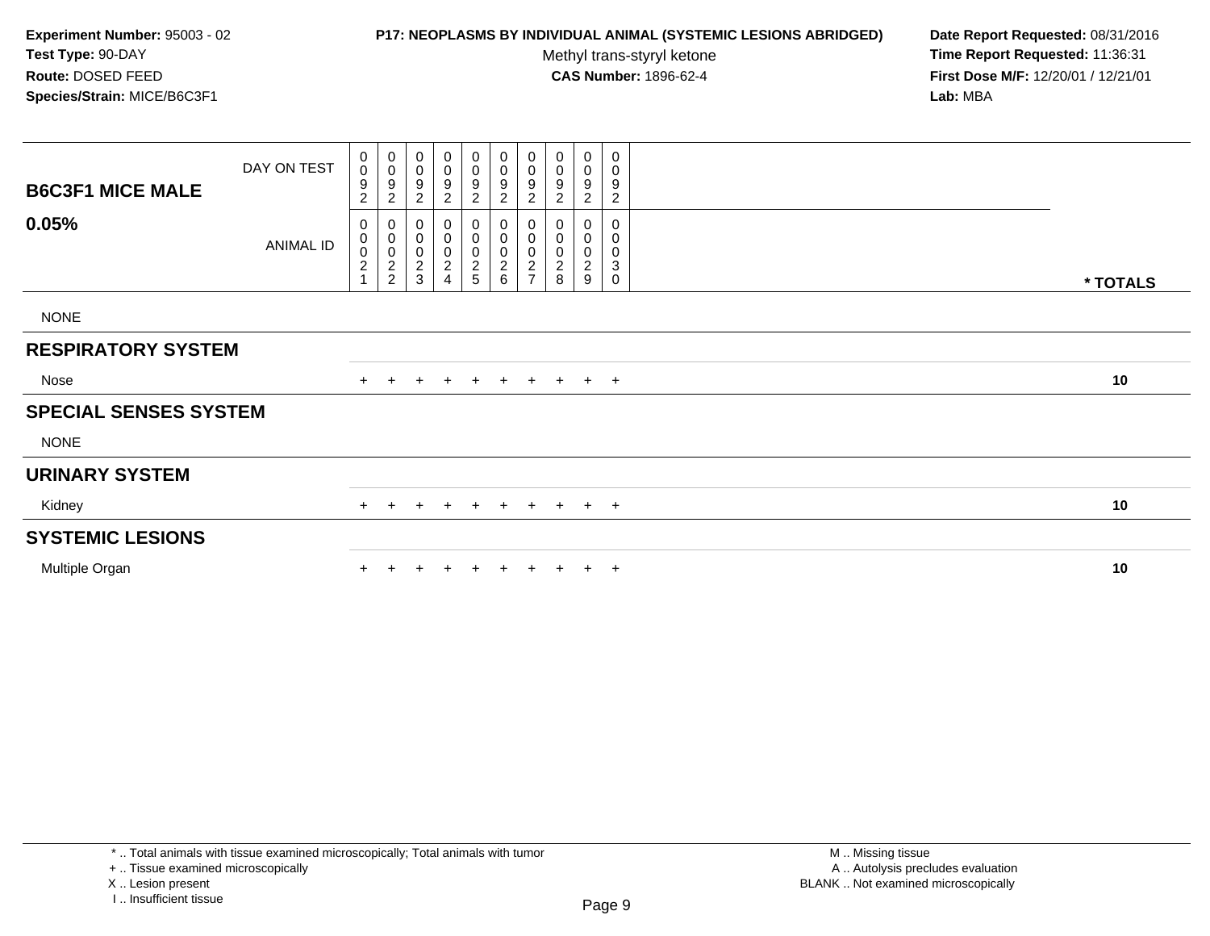**Experiment Number:** 95003 - 02
**Test Type:** 90-DAY
**Route:** DOSED FEED
**Species/Strain:** MICE/B6C3F1

**P17: NEOPLASMS BY INDIVIDUAL ANIMAL (SYSTEMIC LESIONS ABRIDGED)**

Methyl trans-styryl ketone

**CAS Number:** 1896-62-4

**Date Report Requested:** 08/31/2016
**Time Report Requested:** 11:36:31
**First Dose M/F:** 12/20/01 / 12/21/01
**Lab:** MBA

| B6C3F1 MICE MALE 0.05% | | | | | | | | | | | |
|---|---|---|---|---|---|---|---|---|---|---|---|
| DAY ON TEST | 0092 | 0092 | 0092 | 0092 | 0092 | 0092 | 0092 | 0092 | 0092 | 0092 | |
| ANIMAL ID | 00021 | 00022 | 00023 | 00024 | 00025 | 00026 | 00027 | 00028 | 00029 | 00030 | * TOTALS |
| NONE | | | | | | | | | | | |
| **RESPIRATORY SYSTEM** | | | | | | | | | | | |
| Nose | + | + | + | + | + | + | + | + | + | + | 10 |
| **SPECIAL SENSES SYSTEM** | | | | | | | | | | | |
| NONE | | | | | | | | | | | |
| **URINARY SYSTEM** | | | | | | | | | | | |
| Kidney | + | + | + | + | + | + | + | + | + | + | 10 |
| **SYSTEMIC LESIONS** | | | | | | | | | | | |
| Multiple Organ | + | + | + | + | + | + | + | + | + | + | 10 |

* .. Total animals with tissue examined microscopically; Total animals with tumor
+ .. Tissue examined microscopically
X .. Lesion present
I .. Insufficient tissue

M .. Missing tissue
A .. Autolysis precludes evaluation
BLANK .. Not examined microscopically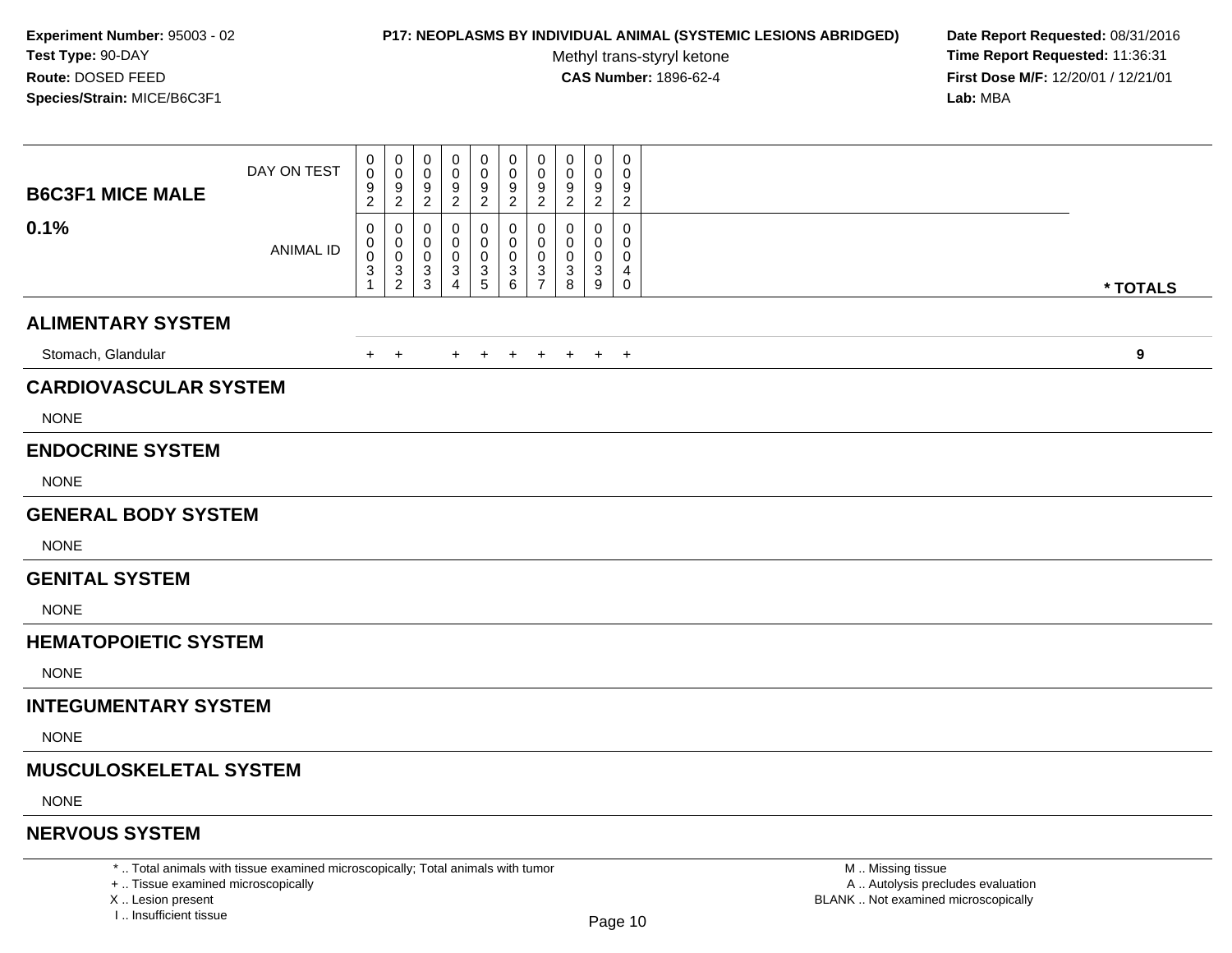**Experiment Number:** 95003 - 02
**Test Type:** 90-DAY
**Route:** DOSED FEED
**Species/Strain:** MICE/B6C3F1

**P17: NEOPLASMS BY INDIVIDUAL ANIMAL (SYSTEMIC LESIONS ABRIDGED)**
Methyl trans-styryl ketone
**CAS Number:** 1896-62-4

**Date Report Requested:** 08/31/2016
**Time Report Requested:** 11:36:31
**First Dose M/F:** 12/20/01 / 12/21/01
**Lab:** MBA

| B6C3F1 MICE MALE 0.1% | | | | | | | | | | | |
|---|---|---|---|---|---|---|---|---|---|---|---|
| DAY ON TEST | 0092 | 0092 | 0092 | 0092 | 0092 | 0092 | 0092 | 0092 | 0092 | 0092 | |
| ANIMAL ID | 00031 | 00032 | 00033 | 00034 | 00035 | 00036 | 00037 | 00038 | 00039 | 00040 | * TOTALS |
| **ALIMENTARY SYSTEM** | | | | | | | | | | | |
| Stomach, Glandular | + | + | | + | + | + | + | + | + | + | 9 |
| **CARDIOVASCULAR SYSTEM** | | | | | | | | | | | |
| NONE | | | | | | | | | | | |
| **ENDOCRINE SYSTEM** | | | | | | | | | | | |
| NONE | | | | | | | | | | | |
| **GENERAL BODY SYSTEM** | | | | | | | | | | | |
| NONE | | | | | | | | | | | |
| **GENITAL SYSTEM** | | | | | | | | | | | |
| NONE | | | | | | | | | | | |
| **HEMATOPOIETIC SYSTEM** | | | | | | | | | | | |
| NONE | | | | | | | | | | | |
| **INTEGUMENTARY SYSTEM** | | | | | | | | | | | |
| NONE | | | | | | | | | | | |
| **MUSCULOSKELETAL SYSTEM** | | | | | | | | | | | |
| NONE | | | | | | | | | | | |
| **NERVOUS SYSTEM** | | | | | | | | | | | |

* .. Total animals with tissue examined microscopically; Total animals with tumor
+ .. Tissue examined microscopically
X .. Lesion present
I .. Insufficient tissue

M .. Missing tissue
A .. Autolysis precludes evaluation
BLANK .. Not examined microscopically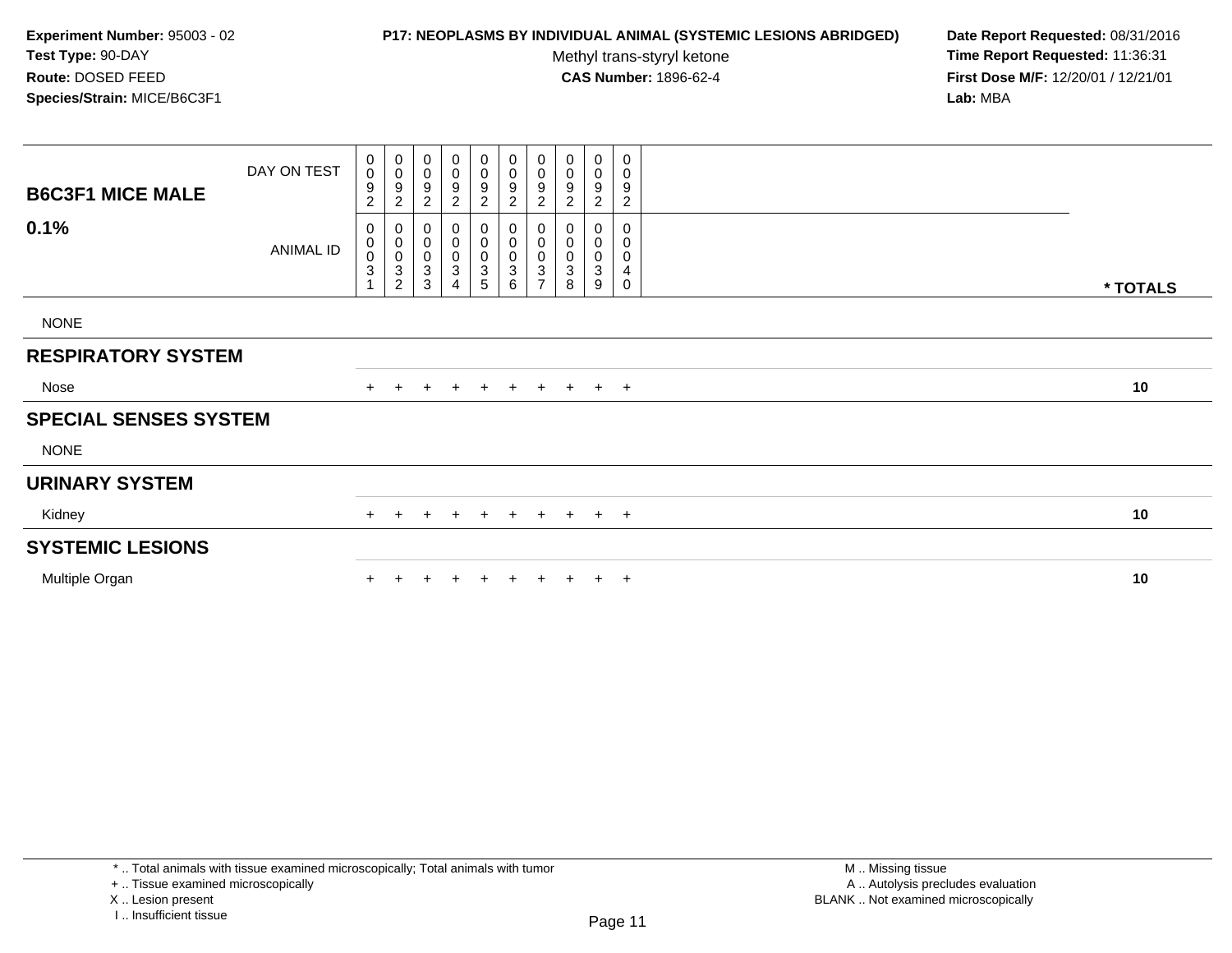**Experiment Number:** 95003 - 02
**Test Type:** 90-DAY
**Route:** DOSED FEED
**Species/Strain:** MICE/B6C3F1

**P17: NEOPLASMS BY INDIVIDUAL ANIMAL (SYSTEMIC LESIONS ABRIDGED)**
Methyl trans-styryl ketone
**CAS Number:** 1896-62-4

**Date Report Requested:** 08/31/2016
**Time Report Requested:** 11:36:31
**First Dose M/F:** 12/20/01 / 12/21/01
**Lab:** MBA

| B6C3F1 MICE MALE 0.1% | | | | | | | | | | | |
|---|---|---|---|---|---|---|---|---|---|---|---|
| DAY ON TEST | 0092 | 0092 | 0092 | 0092 | 0092 | 0092 | 0092 | 0092 | 0092 | 0092 | |
| ANIMAL ID | 00031 | 00032 | 00033 | 00034 | 00035 | 00036 | 00037 | 00038 | 00039 | 00040 | * TOTALS |
| NONE | | | | | | | | | | | |
| **RESPIRATORY SYSTEM** | | | | | | | | | | | |
| Nose | + | + | + | + | + | + | + | + | + | + | 10 |
| **SPECIAL SENSES SYSTEM** | | | | | | | | | | | |
| NONE | | | | | | | | | | | |
| **URINARY SYSTEM** | | | | | | | | | | | |
| Kidney | + | + | + | + | + | + | + | + | + | + | 10 |
| **SYSTEMIC LESIONS** | | | | | | | | | | | |
| Multiple Organ | + | + | + | + | + | + | + | + | + | + | 10 |

* .. Total animals with tissue examined microscopically; Total animals with tumor
+ .. Tissue examined microscopically
X .. Lesion present
I .. Insufficient tissue

M .. Missing tissue
A .. Autolysis precludes evaluation
BLANK .. Not examined microscopically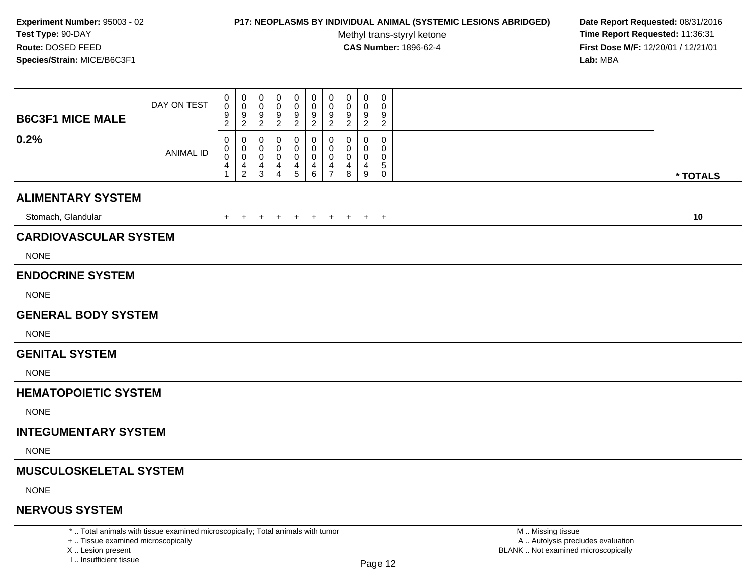**Experiment Number:** 95003 - 02
**Test Type:** 90-DAY
**Route:** DOSED FEED
**Species/Strain:** MICE/B6C3F1

**P17: NEOPLASMS BY INDIVIDUAL ANIMAL (SYSTEMIC LESIONS ABRIDGED)**
Methyl trans-styryl ketone
**CAS Number:** 1896-62-4

**Date Report Requested:** 08/31/2016
**Time Report Requested:** 11:36:31
**First Dose M/F:** 12/20/01 / 12/21/01
**Lab:** MBA

| B6C3F1 MICE MALE 0.2% | | | | | | | | | | | |
|---|---|---|---|---|---|---|---|---|---|---|---|
| DAY ON TEST | 0092 | 0092 | 0092 | 0092 | 0092 | 0092 | 0092 | 0092 | 0092 | 0092 | |
| ANIMAL ID | 00041 | 00042 | 00043 | 00044 | 00045 | 00046 | 00047 | 00048 | 00049 | 00050 | * TOTALS |
| **ALIMENTARY SYSTEM** | | | | | | | | | | | |
| Stomach, Glandular | + | + | + | + | + | + | + | + | + | + | **10** |
| **CARDIOVASCULAR SYSTEM** | | | | | | | | | | | |
| NONE | | | | | | | | | | | |
| **ENDOCRINE SYSTEM** | | | | | | | | | | | |
| NONE | | | | | | | | | | | |
| **GENERAL BODY SYSTEM** | | | | | | | | | | | |
| NONE | | | | | | | | | | | |
| **GENITAL SYSTEM** | | | | | | | | | | | |
| NONE | | | | | | | | | | | |
| **HEMATOPOIETIC SYSTEM** | | | | | | | | | | | |
| NONE | | | | | | | | | | | |
| **INTEGUMENTARY SYSTEM** | | | | | | | | | | | |
| NONE | | | | | | | | | | | |
| **MUSCULOSKELETAL SYSTEM** | | | | | | | | | | | |
| NONE | | | | | | | | | | | |
| **NERVOUS SYSTEM** | | | | | | | | | | | |

* .. Total animals with tissue examined microscopically; Total animals with tumor
+ .. Tissue examined microscopically
X .. Lesion present
I .. Insufficient tissue

M .. Missing tissue
A .. Autolysis precludes evaluation
BLANK .. Not examined microscopically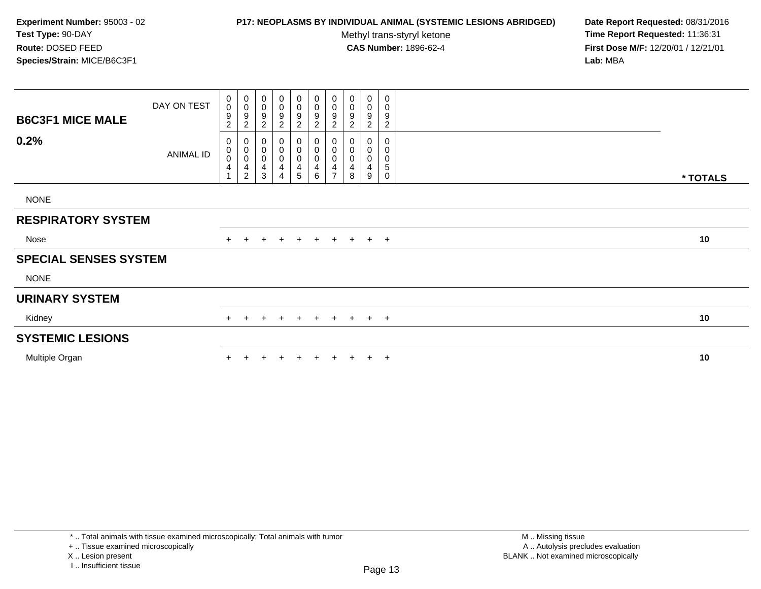**Experiment Number:** 95003 - 02
**Test Type:** 90-DAY
**Route:** DOSED FEED
**Species/Strain:** MICE/B6C3F1

**P17: NEOPLASMS BY INDIVIDUAL ANIMAL (SYSTEMIC LESIONS ABRIDGED)**
Methyl trans-styryl ketone
**CAS Number:** 1896-62-4

**Date Report Requested:** 08/31/2016
**Time Report Requested:** 11:36:31
**First Dose M/F:** 12/20/01 / 12/21/01
**Lab:** MBA

| B6C3F1 MICE MALE 0.2% | | | | | | | | | | | |
|---|---|---|---|---|---|---|---|---|---|---|---|
| DAY ON TEST | 0092 | 0092 | 0092 | 0092 | 0092 | 0092 | 0092 | 0092 | 0092 | 0092 | |
| ANIMAL ID | 00041 | 00042 | 00043 | 00044 | 00045 | 00046 | 00047 | 00048 | 00049 | 00050 | * TOTALS |
| NONE | | | | | | | | | | | |
| **RESPIRATORY SYSTEM** | | | | | | | | | | | |
| Nose | + | + | + | + | + | + | + | + | + | + | 10 |
| **SPECIAL SENSES SYSTEM** | | | | | | | | | | | |
| NONE | | | | | | | | | | | |
| **URINARY SYSTEM** | | | | | | | | | | | |
| Kidney | + | + | + | + | + | + | + | + | + | + | 10 |
| **SYSTEMIC LESIONS** | | | | | | | | | | | |
| Multiple Organ | + | + | + | + | + | + | + | + | + | + | 10 |

* .. Total animals with tissue examined microscopically; Total animals with tumor
+ .. Tissue examined microscopically
X .. Lesion present
I .. Insufficient tissue

M .. Missing tissue
A .. Autolysis precludes evaluation
BLANK .. Not examined microscopically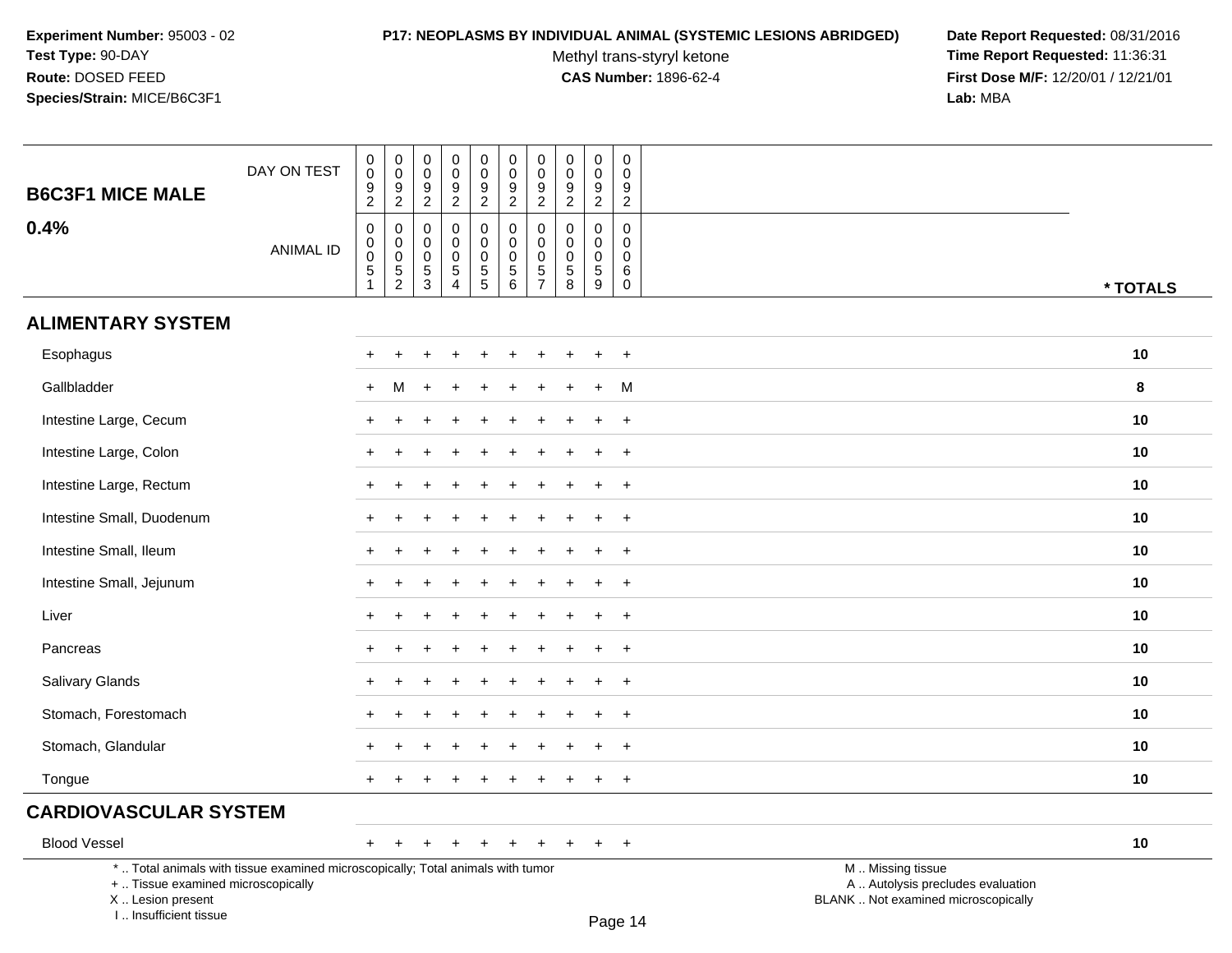Experiment Number: 95003 - 02
Test Type: 90-DAY
Route: DOSED FEED
Species/Strain: MICE/B6C3F1

**P17: NEOPLASMS BY INDIVIDUAL ANIMAL (SYSTEMIC LESIONS ABRIDGED)**
Methyl trans-styryl ketone
**CAS Number:** 1896-62-4

Date Report Requested: 08/31/2016
Time Report Requested: 11:36:31
First Dose M/F: 12/20/01 / 12/21/01
Lab: MBA

| B6C3F1 MICE MALE 0.4% | | | | | | | | | | | |
|---|---|---|---|---|---|---|---|---|---|---|---|
| DAY ON TEST | 0092 | 0092 | 0092 | 0092 | 0092 | 0092 | 0092 | 0092 | 0092 | 0092 | |
| ANIMAL ID | 00051 | 00052 | 00053 | 00054 | 00055 | 00056 | 00057 | 00058 | 00059 | 00060 | * TOTALS |
| **ALIMENTARY SYSTEM** | | | | | | | | | | | |
| Esophagus | + | + | + | + | + | + | + | + | + | + | 10 |
| Gallbladder | + | M | + | + | + | + | + | + | + | M | 8 |
| Intestine Large, Cecum | + | + | + | + | + | + | + | + | + | + | 10 |
| Intestine Large, Colon | + | + | + | + | + | + | + | + | + | + | 10 |
| Intestine Large, Rectum | + | + | + | + | + | + | + | + | + | + | 10 |
| Intestine Small, Duodenum | + | + | + | + | + | + | + | + | + | + | 10 |
| Intestine Small, Ileum | + | + | + | + | + | + | + | + | + | + | 10 |
| Intestine Small, Jejunum | + | + | + | + | + | + | + | + | + | + | 10 |
| Liver | + | + | + | + | + | + | + | + | + | + | 10 |
| Pancreas | + | + | + | + | + | + | + | + | + | + | 10 |
| Salivary Glands | + | + | + | + | + | + | + | + | + | + | 10 |
| Stomach, Forestomach | + | + | + | + | + | + | + | + | + | + | 10 |
| Stomach, Glandular | + | + | + | + | + | + | + | + | + | + | 10 |
| Tongue | + | + | + | + | + | + | + | + | + | + | 10 |
| **CARDIOVASCULAR SYSTEM** | | | | | | | | | | | |
| Blood Vessel | + | + | + | + | + | + | + | + | + | + | 10 |

* .. Total animals with tissue examined microscopically; Total animals with tumor
+ .. Tissue examined microscopically
X .. Lesion present
I .. Insufficient tissue

M .. Missing tissue
A .. Autolysis precludes evaluation
BLANK .. Not examined microscopically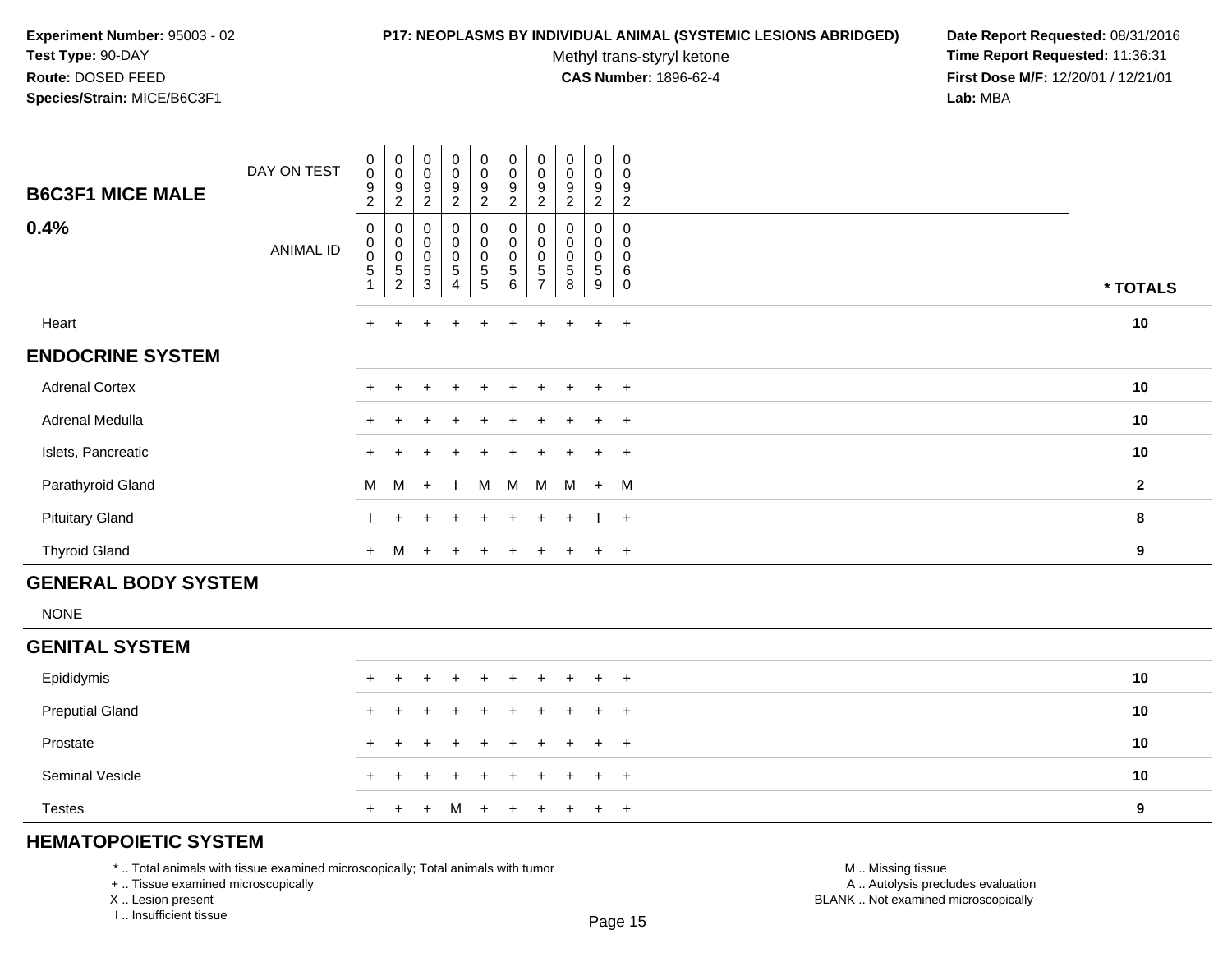**Experiment Number:** 95003 - 02
**Test Type:** 90-DAY
**Route:** DOSED FEED
**Species/Strain:** MICE/B6C3F1

**P17: NEOPLASMS BY INDIVIDUAL ANIMAL (SYSTEMIC LESIONS ABRIDGED)**
Methyl trans-styryl ketone
**CAS Number:** 1896-62-4

**Date Report Requested:** 08/31/2016
**Time Report Requested:** 11:36:31
**First Dose M/F:** 12/20/01 / 12/21/01
**Lab:** MBA

| B6C3F1 MICE MALE 0.4% | DAY ON TEST | 0092 | 0092 | 0092 | 0092 | 0092 | 0092 | 0092 | 0092 | 0092 | 0092 | |
|---|---|---|---|---|---|---|---|---|---|---|---|---|
| | ANIMAL ID | 00051 | 00052 | 00053 | 00054 | 00055 | 00056 | 00057 | 00058 | 00059 | 00060 | * TOTALS |
| Heart | | + | + | + | + | + | + | + | + | + | + | 10 |
| **ENDOCRINE SYSTEM** | | | | | | | | | | | | |
| Adrenal Cortex | | + | + | + | + | + | + | + | + | + | + | 10 |
| Adrenal Medulla | | + | + | + | + | + | + | + | + | + | + | 10 |
| Islets, Pancreatic | | + | + | + | + | + | + | + | + | + | + | 10 |
| Parathyroid Gland | | M | M | + | I | M | M | M | M | + | M | 2 |
| Pituitary Gland | | I | + | + | + | + | + | + | + | I | + | 8 |
| Thyroid Gland | | + | M | + | + | + | + | + | + | + | + | 9 |
| **GENERAL BODY SYSTEM** | | | | | | | | | | | | |
| NONE | | | | | | | | | | | | |
| **GENITAL SYSTEM** | | | | | | | | | | | | |
| Epididymis | | + | + | + | + | + | + | + | + | + | + | 10 |
| Preputial Gland | | + | + | + | + | + | + | + | + | + | + | 10 |
| Prostate | | + | + | + | + | + | + | + | + | + | + | 10 |
| Seminal Vesicle | | + | + | + | + | + | + | + | + | + | + | 10 |
| Testes | | + | + | + | M | + | + | + | + | + | + | 9 |
| **HEMATOPOIETIC SYSTEM** | | | | | | | | | | | | |

* .. Total animals with tissue examined microscopically; Total animals with tumor
+ .. Tissue examined microscopically
X .. Lesion present
I .. Insufficient tissue

M .. Missing tissue
A .. Autolysis precludes evaluation
BLANK .. Not examined microscopically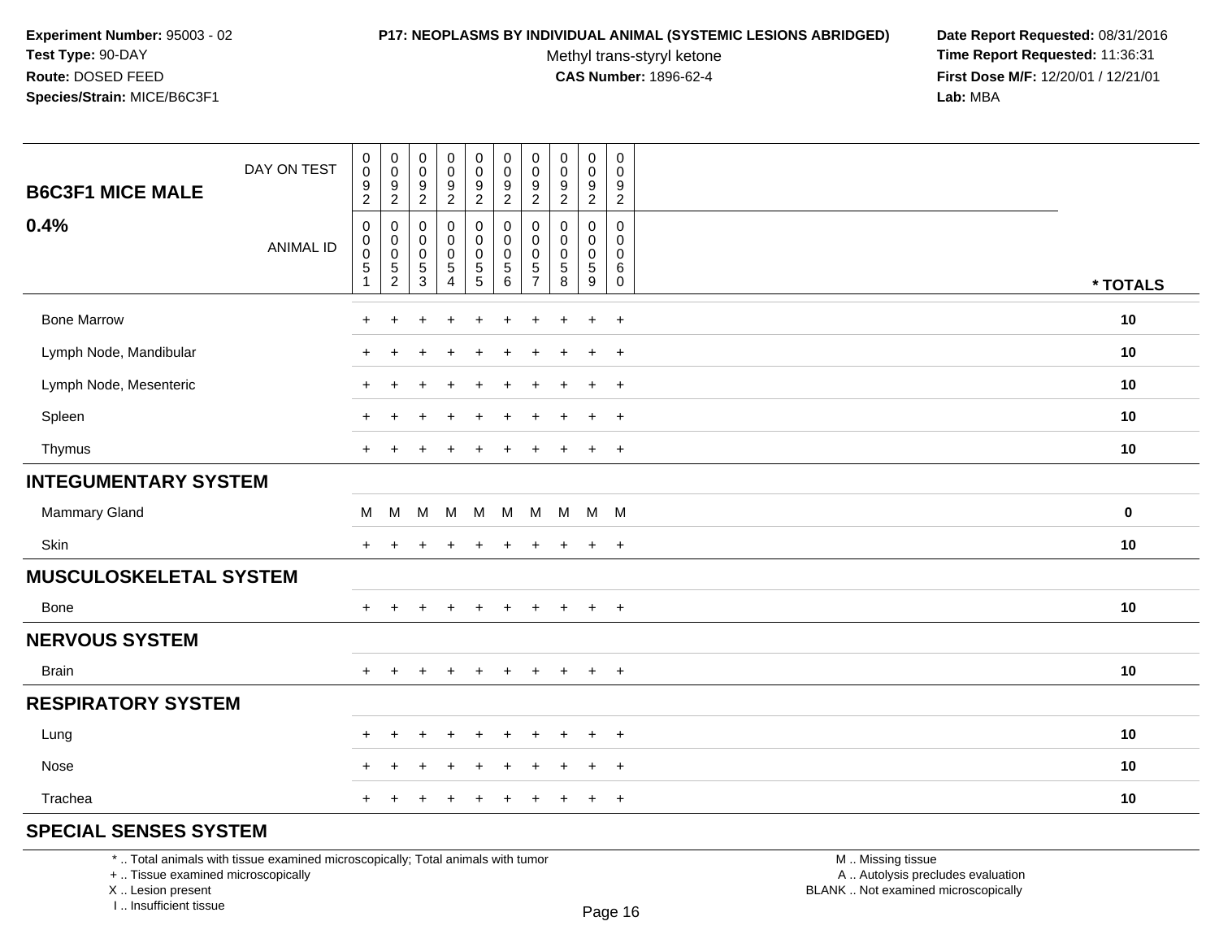**Experiment Number:** 95003 - 02
**Test Type:** 90-DAY
**Route:** DOSED FEED
**Species/Strain:** MICE/B6C3F1

**P17: NEOPLASMS BY INDIVIDUAL ANIMAL (SYSTEMIC LESIONS ABRIDGED)**
Methyl trans-styryl ketone
**CAS Number:** 1896-62-4

**Date Report Requested:** 08/31/2016
**Time Report Requested:** 11:36:31
**First Dose M/F:** 12/20/01 / 12/21/01
**Lab:** MBA

| B6C3F1 MICE MALE 0.4% | | | | | | | | | | | |
|---|---|---|---|---|---|---|---|---|---|---|---|
| DAY ON TEST | 0092 | 0092 | 0092 | 0092 | 0092 | 0092 | 0092 | 0092 | 0092 | 0092 | |
| ANIMAL ID | 00051 | 00052 | 00053 | 00054 | 00055 | 00056 | 00057 | 00058 | 00059 | 00060 | * TOTALS |
| Bone Marrow | + | + | + | + | + | + | + | + | + | + | 10 |
| Lymph Node, Mandibular | + | + | + | + | + | + | + | + | + | + | 10 |
| Lymph Node, Mesenteric | + | + | + | + | + | + | + | + | + | + | 10 |
| Spleen | + | + | + | + | + | + | + | + | + | + | 10 |
| Thymus | + | + | + | + | + | + | + | + | + | + | 10 |
| **INTEGUMENTARY SYSTEM** | | | | | | | | | | | |
| Mammary Gland | M | M | M | M | M | M | M | M | M | M | 0 |
| Skin | + | + | + | + | + | + | + | + | + | + | 10 |
| **MUSCULOSKELETAL SYSTEM** | | | | | | | | | | | |
| Bone | + | + | + | + | + | + | + | + | + | + | 10 |
| **NERVOUS SYSTEM** | | | | | | | | | | | |
| Brain | + | + | + | + | + | + | + | + | + | + | 10 |
| **RESPIRATORY SYSTEM** | | | | | | | | | | | |
| Lung | + | + | + | + | + | + | + | + | + | + | 10 |
| Nose | + | + | + | + | + | + | + | + | + | + | 10 |
| Trachea | + | + | + | + | + | + | + | + | + | + | 10 |
| **SPECIAL SENSES SYSTEM** | | | | | | | | | | | |

* .. Total animals with tissue examined microscopically; Total animals with tumor
+ .. Tissue examined microscopically
X .. Lesion present
I .. Insufficient tissue

M .. Missing tissue
A .. Autolysis precludes evaluation
BLANK .. Not examined microscopically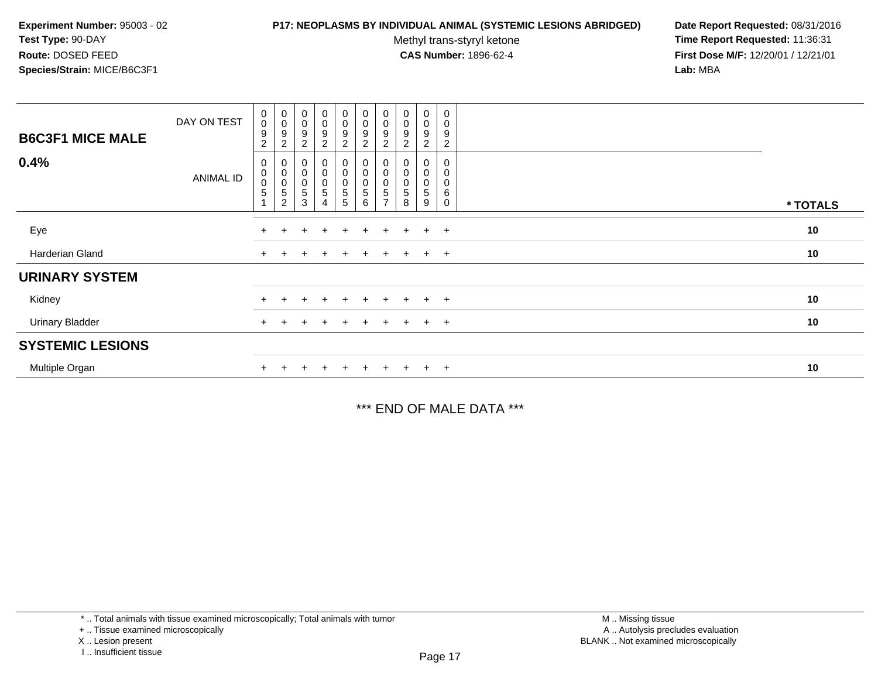**Experiment Number:** 95003 - 02
**Test Type:** 90-DAY
**Route:** DOSED FEED
**Species/Strain:** MICE/B6C3F1

**P17: NEOPLASMS BY INDIVIDUAL ANIMAL (SYSTEMIC LESIONS ABRIDGED)**
Methyl trans-styryl ketone
**CAS Number:** 1896-62-4

**Date Report Requested:** 08/31/2016
**Time Report Requested:** 11:36:31
**First Dose M/F:** 12/20/01 / 12/21/01
**Lab:** MBA

| **B6C3F1 MICE MALE** DAY ON TEST | 0092 | 0092 | 0092 | 0092 | 0092 | 0092 | 0092 | 0092 | 0092 | 0092 | |
|---|---|---|---|---|---|---|---|---|---|---|---|
| **0.4%** ANIMAL ID | 00051 | 00052 | 00053 | 00054 | 00055 | 00056 | 00057 | 00058 | 00059 | 00060 | *** TOTALS** |
| Eye | + | + | + | + | + | + | + | + | + | + | **10** |
| Harderian Gland | + | + | + | + | + | + | + | + | + | + | **10** |
| **URINARY SYSTEM** | | | | | | | | | | | |
| Kidney | + | + | + | + | + | + | + | + | + | + | **10** |
| Urinary Bladder | + | + | + | + | + | + | + | + | + | + | **10** |
| **SYSTEMIC LESIONS** | | | | | | | | | | | |
| Multiple Organ | + | + | + | + | + | + | + | + | + | + | **10** |

*** END OF MALE DATA ***

* .. Total animals with tissue examined microscopically; Total animals with tumor
+ .. Tissue examined microscopically
X .. Lesion present
I .. Insufficient tissue

M .. Missing tissue
A .. Autolysis precludes evaluation
BLANK .. Not examined microscopically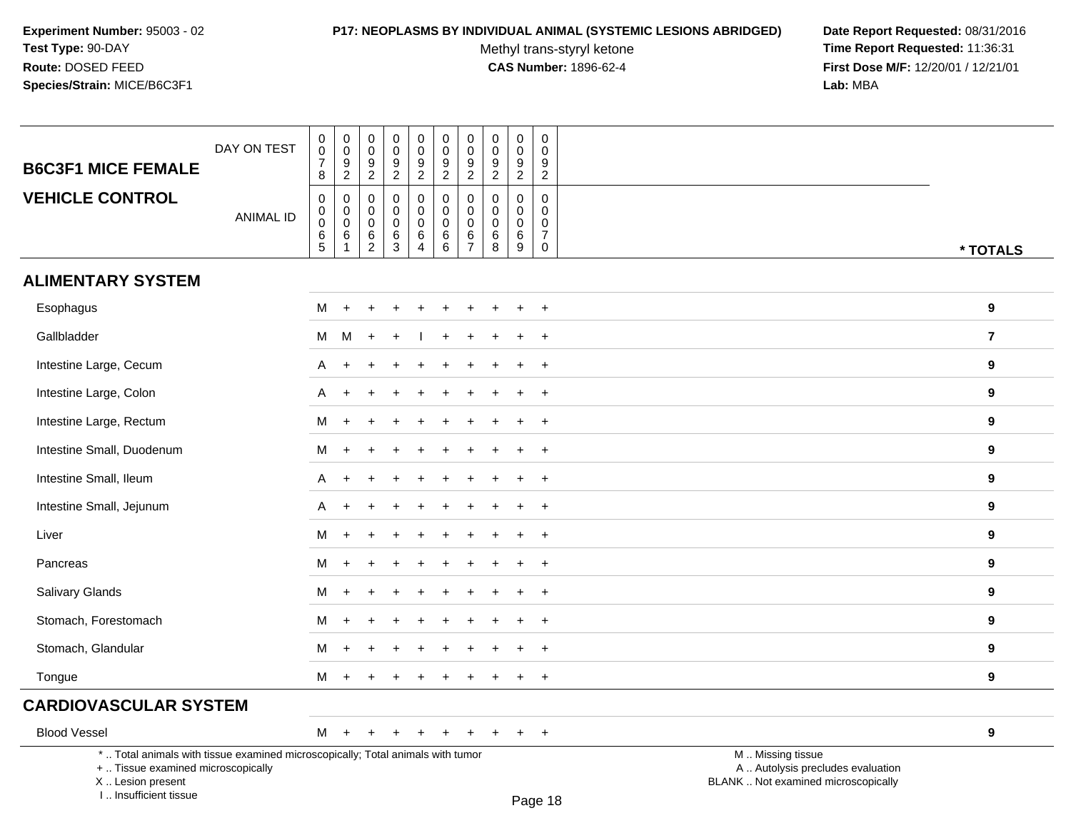**Experiment Number:** 95003 - 02
**Test Type:** 90-DAY
**Route:** DOSED FEED
**Species/Strain:** MICE/B6C3F1

**P17: NEOPLASMS BY INDIVIDUAL ANIMAL (SYSTEMIC LESIONS ABRIDGED)**
Methyl trans-styryl ketone
**CAS Number:** 1896-62-4

**Date Report Requested:** 08/31/2016
**Time Report Requested:** 11:36:31
**First Dose M/F:** 12/20/01 / 12/21/01
**Lab:** MBA

## B6C3F1 MICE FEMALE
## VEHICLE CONTROL

| DAY ON TEST | 0078 | 0092 | 0092 | 0092 | 0092 | 0092 | 0092 | 0092 | 0092 | 0092 | |
|---|---|---|---|---|---|---|---|---|---|---|---|
| ANIMAL ID | 00065 | 00061 | 00062 | 00063 | 00064 | 00066 | 00067 | 00068 | 00069 | 00070 | * TOTALS |
| **ALIMENTARY SYSTEM** | | | | | | | | | | | |
| Esophagus | M | + | + | + | + | + | + | + | + | + | 9 |
| Gallbladder | M | M | + | + | I | + | + | + | + | + | 7 |
| Intestine Large, Cecum | A | + | + | + | + | + | + | + | + | + | 9 |
| Intestine Large, Colon | A | + | + | + | + | + | + | + | + | + | 9 |
| Intestine Large, Rectum | M | + | + | + | + | + | + | + | + | + | 9 |
| Intestine Small, Duodenum | M | + | + | + | + | + | + | + | + | + | 9 |
| Intestine Small, Ileum | A | + | + | + | + | + | + | + | + | + | 9 |
| Intestine Small, Jejunum | A | + | + | + | + | + | + | + | + | + | 9 |
| Liver | M | + | + | + | + | + | + | + | + | + | 9 |
| Pancreas | M | + | + | + | + | + | + | + | + | + | 9 |
| Salivary Glands | M | + | + | + | + | + | + | + | + | + | 9 |
| Stomach, Forestomach | M | + | + | + | + | + | + | + | + | + | 9 |
| Stomach, Glandular | M | + | + | + | + | + | + | + | + | + | 9 |
| Tongue | M | + | + | + | + | + | + | + | + | + | 9 |
| **CARDIOVASCULAR SYSTEM** | | | | | | | | | | | |
| Blood Vessel | M | + | + | + | + | + | + | + | + | + | 9 |

* .. Total animals with tissue examined microscopically; Total animals with tumor
+ .. Tissue examined microscopically
X .. Lesion present
I .. Insufficient tissue

M .. Missing tissue
A .. Autolysis precludes evaluation
BLANK .. Not examined microscopically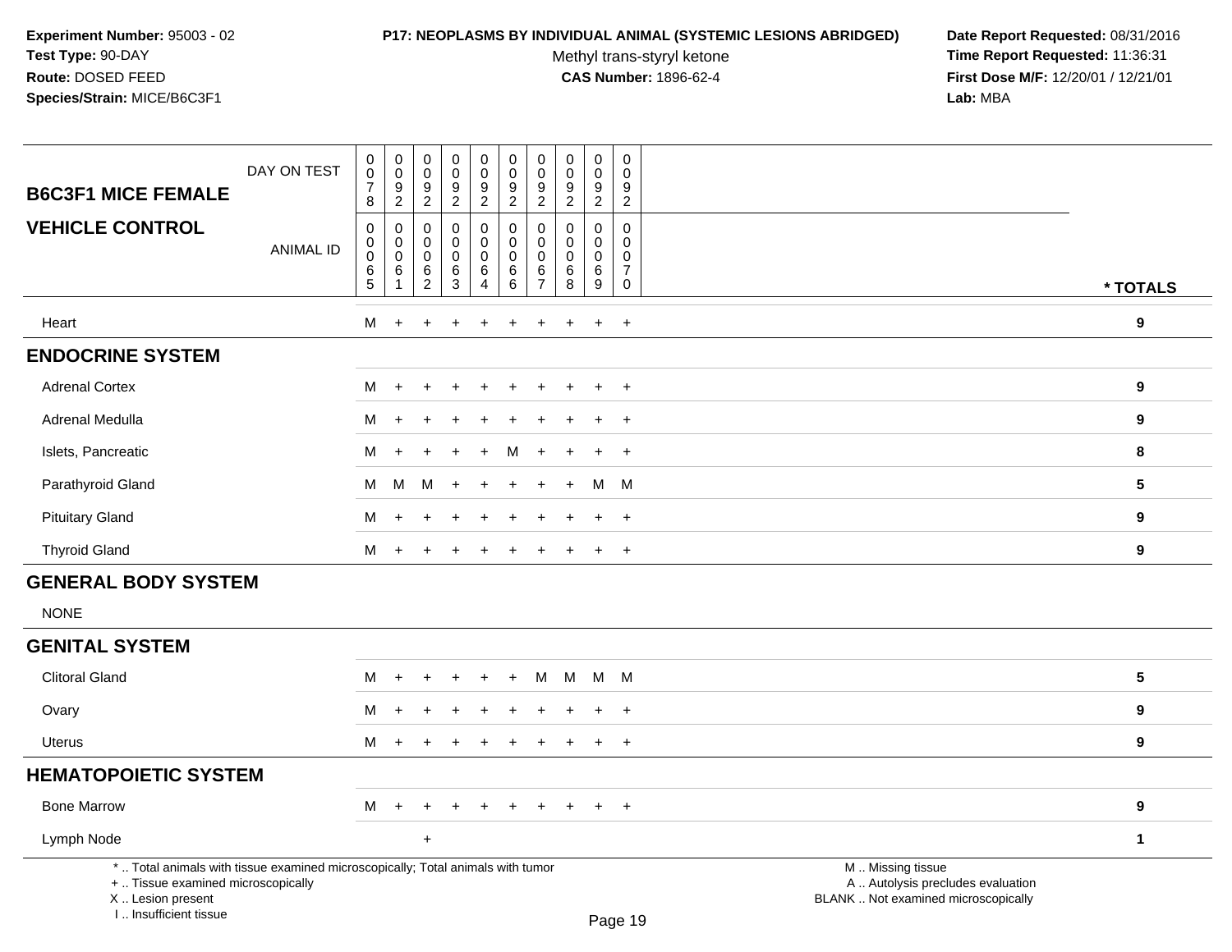**Experiment Number:** 95003 - 02
**Test Type:** 90-DAY
**Route:** DOSED FEED
**Species/Strain:** MICE/B6C3F1

**P17: NEOPLASMS BY INDIVIDUAL ANIMAL (SYSTEMIC LESIONS ABRIDGED)**
Methyl trans-styryl ketone
**CAS Number:** 1896-62-4

**Date Report Requested:** 08/31/2016
**Time Report Requested:** 11:36:31
**First Dose M/F:** 12/20/01 / 12/21/01
**Lab:** MBA

| B6C3F1 MICE FEMALE — VEHICLE CONTROL | | | | | | | | | | | |
|---|---|---|---|---|---|---|---|---|---|---|---|
| DAY ON TEST | 0078 | 0092 | 0092 | 0092 | 0092 | 0092 | 0092 | 0092 | 0092 | 0092 | |
| ANIMAL ID | 00065 | 00061 | 00062 | 00063 | 00064 | 00066 | 00067 | 00068 | 00069 | 00070 | * TOTALS |
| Heart | M | + | + | + | + | + | + | + | + | + | 9 |
| **ENDOCRINE SYSTEM** | | | | | | | | | | | |
| Adrenal Cortex | M | + | + | + | + | + | + | + | + | + | 9 |
| Adrenal Medulla | M | + | + | + | + | + | + | + | + | + | 9 |
| Islets, Pancreatic | M | + | + | + | + | M | + | + | + | + | 8 |
| Parathyroid Gland | M | M | M | + | + | + | + | + | M | M | 5 |
| Pituitary Gland | M | + | + | + | + | + | + | + | + | + | 9 |
| Thyroid Gland | M | + | + | + | + | + | + | + | + | + | 9 |
| **GENERAL BODY SYSTEM** | | | | | | | | | | | |
| NONE | | | | | | | | | | | |
| **GENITAL SYSTEM** | | | | | | | | | | | |
| Clitoral Gland | M | + | + | + | + | + | M | M | M | M | 5 |
| Ovary | M | + | + | + | + | + | + | + | + | + | 9 |
| Uterus | M | + | + | + | + | + | + | + | + | + | 9 |
| **HEMATOPOIETIC SYSTEM** | | | | | | | | | | | |
| Bone Marrow | M | + | + | + | + | + | + | + | + | + | 9 |
| Lymph Node | | | + | | | | | | | | 1 |

* .. Total animals with tissue examined microscopically; Total animals with tumor
+ .. Tissue examined microscopically
X .. Lesion present
I .. Insufficient tissue

M .. Missing tissue
A .. Autolysis precludes evaluation
BLANK .. Not examined microscopically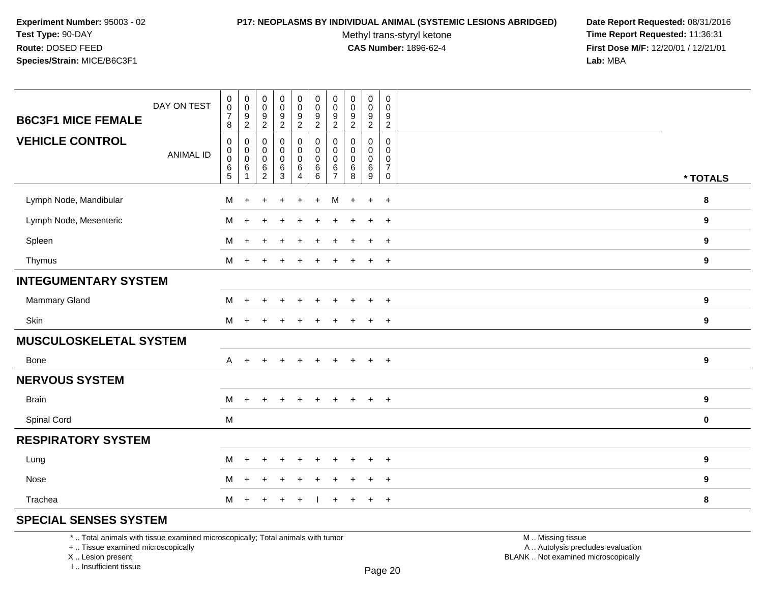**Experiment Number:** 95003 - 02
**Test Type:** 90-DAY
**Route:** DOSED FEED
**Species/Strain:** MICE/B6C3F1

**P17: NEOPLASMS BY INDIVIDUAL ANIMAL (SYSTEMIC LESIONS ABRIDGED)**
Methyl trans-styryl ketone
**CAS Number:** 1896-62-4

**Date Report Requested:** 08/31/2016
**Time Report Requested:** 11:36:31
**First Dose M/F:** 12/20/01 / 12/21/01
**Lab:** MBA

| B6C3F1 MICE FEMALE — DAY ON TEST | 0078 | 0092 | 0092 | 0092 | 0092 | 0092 | 0092 | 0092 | 0092 | 0092 | |
|---|---|---|---|---|---|---|---|---|---|---|---|
| **VEHICLE CONTROL** — ANIMAL ID | 00065 | 00061 | 00062 | 00063 | 00064 | 00066 | 00067 | 00068 | 00069 | 00070 | * TOTALS |
| Lymph Node, Mandibular | M | + | + | + | + | + | M | + | + | + | 8 |
| Lymph Node, Mesenteric | M | + | + | + | + | + | + | + | + | + | 9 |
| Spleen | M | + | + | + | + | + | + | + | + | + | 9 |
| Thymus | M | + | + | + | + | + | + | + | + | + | 9 |
| **INTEGUMENTARY SYSTEM** | | | | | | | | | | | |
| Mammary Gland | M | + | + | + | + | + | + | + | + | + | 9 |
| Skin | M | + | + | + | + | + | + | + | + | + | 9 |
| **MUSCULOSKELETAL SYSTEM** | | | | | | | | | | | |
| Bone | A | + | + | + | + | + | + | + | + | + | 9 |
| **NERVOUS SYSTEM** | | | | | | | | | | | |
| Brain | M | + | + | + | + | + | + | + | + | + | 9 |
| Spinal Cord | M | | | | | | | | | | 0 |
| **RESPIRATORY SYSTEM** | | | | | | | | | | | |
| Lung | M | + | + | + | + | + | + | + | + | + | 9 |
| Nose | M | + | + | + | + | + | + | + | + | + | 9 |
| Trachea | M | + | + | + | + | I | + | + | + | + | 8 |
| **SPECIAL SENSES SYSTEM** | | | | | | | | | | | |

* .. Total animals with tissue examined microscopically; Total animals with tumor
+ .. Tissue examined microscopically
X .. Lesion present
I .. Insufficient tissue

M .. Missing tissue
A .. Autolysis precludes evaluation
BLANK .. Not examined microscopically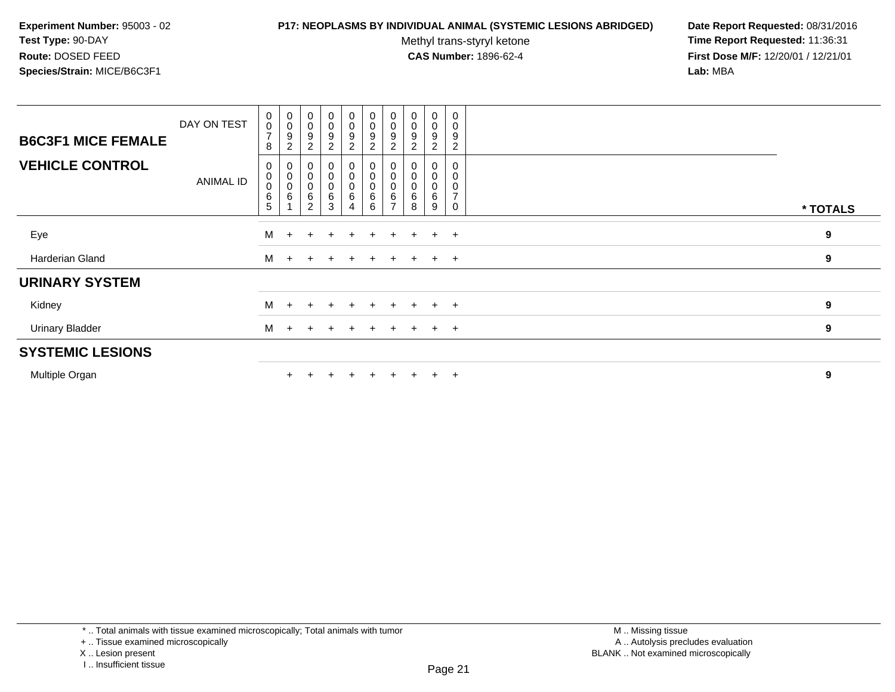**Experiment Number:** 95003 - 02
**Test Type:** 90-DAY
**Route:** DOSED FEED
**Species/Strain:** MICE/B6C3F1

**P17: NEOPLASMS BY INDIVIDUAL ANIMAL (SYSTEMIC LESIONS ABRIDGED)**
Methyl trans-styryl ketone
**CAS Number:** 1896-62-4

**Date Report Requested:** 08/31/2016
**Time Report Requested:** 11:36:31
**First Dose M/F:** 12/20/01 / 12/21/01
**Lab:** MBA

| B6C3F1 MICE FEMALE / VEHICLE CONTROL | | | | | | | | | | | |
|---|---|---|---|---|---|---|---|---|---|---|---|
| DAY ON TEST | 0078 | 0092 | 0092 | 0092 | 0092 | 0092 | 0092 | 0092 | 0092 | 0092 | |
| ANIMAL ID | 00065 | 00061 | 00062 | 00063 | 00064 | 00066 | 00067 | 00068 | 00069 | 00070 | * TOTALS |
| Eye | M | + | + | + | + | + | + | + | + | + | 9 |
| Harderian Gland | M | + | + | + | + | + | + | + | + | + | 9 |
| **URINARY SYSTEM** | | | | | | | | | | | |
| Kidney | M | + | + | + | + | + | + | + | + | + | 9 |
| Urinary Bladder | M | + | + | + | + | + | + | + | + | + | 9 |
| **SYSTEMIC LESIONS** | | | | | | | | | | | |
| Multiple Organ | | + | + | + | + | + | + | + | + | + | 9 |

* .. Total animals with tissue examined microscopically; Total animals with tumor
+ .. Tissue examined microscopically
X .. Lesion present
I .. Insufficient tissue

M .. Missing tissue
A .. Autolysis precludes evaluation
BLANK .. Not examined microscopically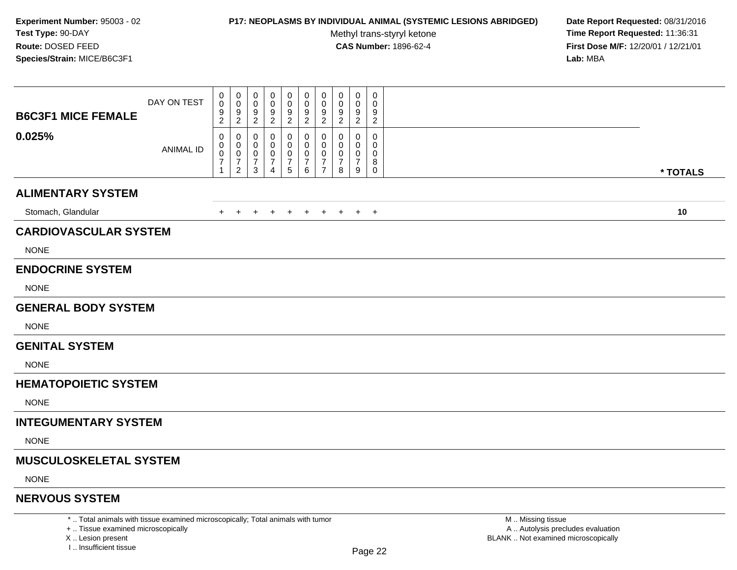**Experiment Number:** 95003 - 02
**Test Type:** 90-DAY
**Route:** DOSED FEED
**Species/Strain:** MICE/B6C3F1

**P17: NEOPLASMS BY INDIVIDUAL ANIMAL (SYSTEMIC LESIONS ABRIDGED)**
Methyl trans-styryl ketone
**CAS Number:** 1896-62-4

**Date Report Requested:** 08/31/2016
**Time Report Requested:** 11:36:31
**First Dose M/F:** 12/20/01 / 12/21/01
**Lab:** MBA

| B6C3F1 MICE FEMALE 0.025% | | | | | | | | | | | |
|---|---|---|---|---|---|---|---|---|---|---|---|
| DAY ON TEST | 0092 | 0092 | 0092 | 0092 | 0092 | 0092 | 0092 | 0092 | 0092 | 0092 | |
| ANIMAL ID | 00071 | 00072 | 00073 | 00074 | 00075 | 00076 | 00077 | 00078 | 00079 | 00080 | * TOTALS |
| **ALIMENTARY SYSTEM** | | | | | | | | | | | |
| Stomach, Glandular | + | + | + | + | + | + | + | + | + | + | **10** |
| **CARDIOVASCULAR SYSTEM** | | | | | | | | | | | |
| NONE | | | | | | | | | | | |
| **ENDOCRINE SYSTEM** | | | | | | | | | | | |
| NONE | | | | | | | | | | | |
| **GENERAL BODY SYSTEM** | | | | | | | | | | | |
| NONE | | | | | | | | | | | |
| **GENITAL SYSTEM** | | | | | | | | | | | |
| NONE | | | | | | | | | | | |
| **HEMATOPOIETIC SYSTEM** | | | | | | | | | | | |
| NONE | | | | | | | | | | | |
| **INTEGUMENTARY SYSTEM** | | | | | | | | | | | |
| NONE | | | | | | | | | | | |
| **MUSCULOSKELETAL SYSTEM** | | | | | | | | | | | |
| NONE | | | | | | | | | | | |
| **NERVOUS SYSTEM** | | | | | | | | | | | |

* .. Total animals with tissue examined microscopically; Total animals with tumor
+ .. Tissue examined microscopically
X .. Lesion present
I .. Insufficient tissue

M .. Missing tissue
A .. Autolysis precludes evaluation
BLANK .. Not examined microscopically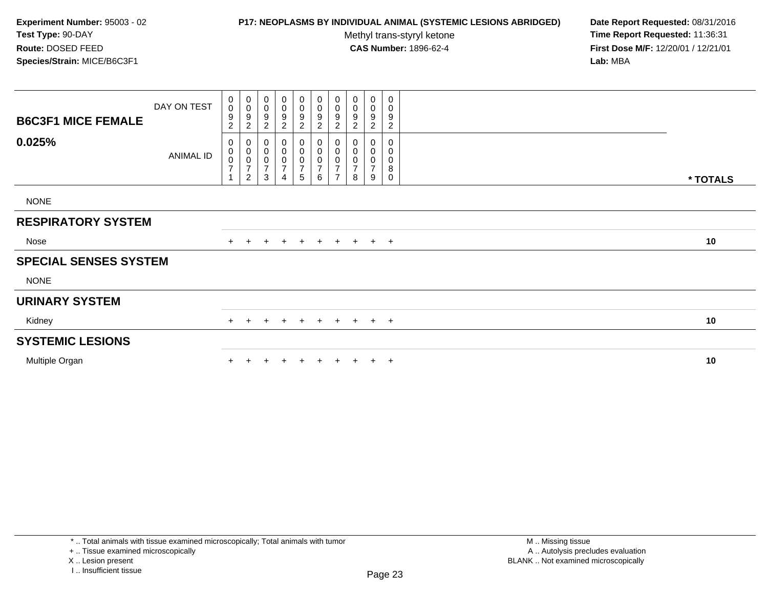**Experiment Number:** 95003 - 02
**Test Type:** 90-DAY
**Route:** DOSED FEED
**Species/Strain:** MICE/B6C3F1

**P17: NEOPLASMS BY INDIVIDUAL ANIMAL (SYSTEMIC LESIONS ABRIDGED)**
Methyl trans-styryl ketone
**CAS Number:** 1896-62-4

**Date Report Requested:** 08/31/2016
**Time Report Requested:** 11:36:31
**First Dose M/F:** 12/20/01 / 12/21/01
**Lab:** MBA

| B6C3F1 MICE FEMALE 0.025% | | | | | | | | | | | |
|---|---|---|---|---|---|---|---|---|---|---|---|
| DAY ON TEST | 0092 | 0092 | 0092 | 0092 | 0092 | 0092 | 0092 | 0092 | 0092 | 0092 | |
| ANIMAL ID | 00071 | 00072 | 00073 | 00074 | 00075 | 00076 | 00077 | 00078 | 00079 | 00080 | * TOTALS |
| NONE | | | | | | | | | | | |
| **RESPIRATORY SYSTEM** | | | | | | | | | | | |
| Nose | + | + | + | + | + | + | + | + | + | + | 10 |
| **SPECIAL SENSES SYSTEM** | | | | | | | | | | | |
| NONE | | | | | | | | | | | |
| **URINARY SYSTEM** | | | | | | | | | | | |
| Kidney | + | + | + | + | + | + | + | + | + | + | 10 |
| **SYSTEMIC LESIONS** | | | | | | | | | | | |
| Multiple Organ | + | + | + | + | + | + | + | + | + | + | 10 |

* .. Total animals with tissue examined microscopically; Total animals with tumor
+ .. Tissue examined microscopically
X .. Lesion present
I .. Insufficient tissue

M .. Missing tissue
A .. Autolysis precludes evaluation
BLANK .. Not examined microscopically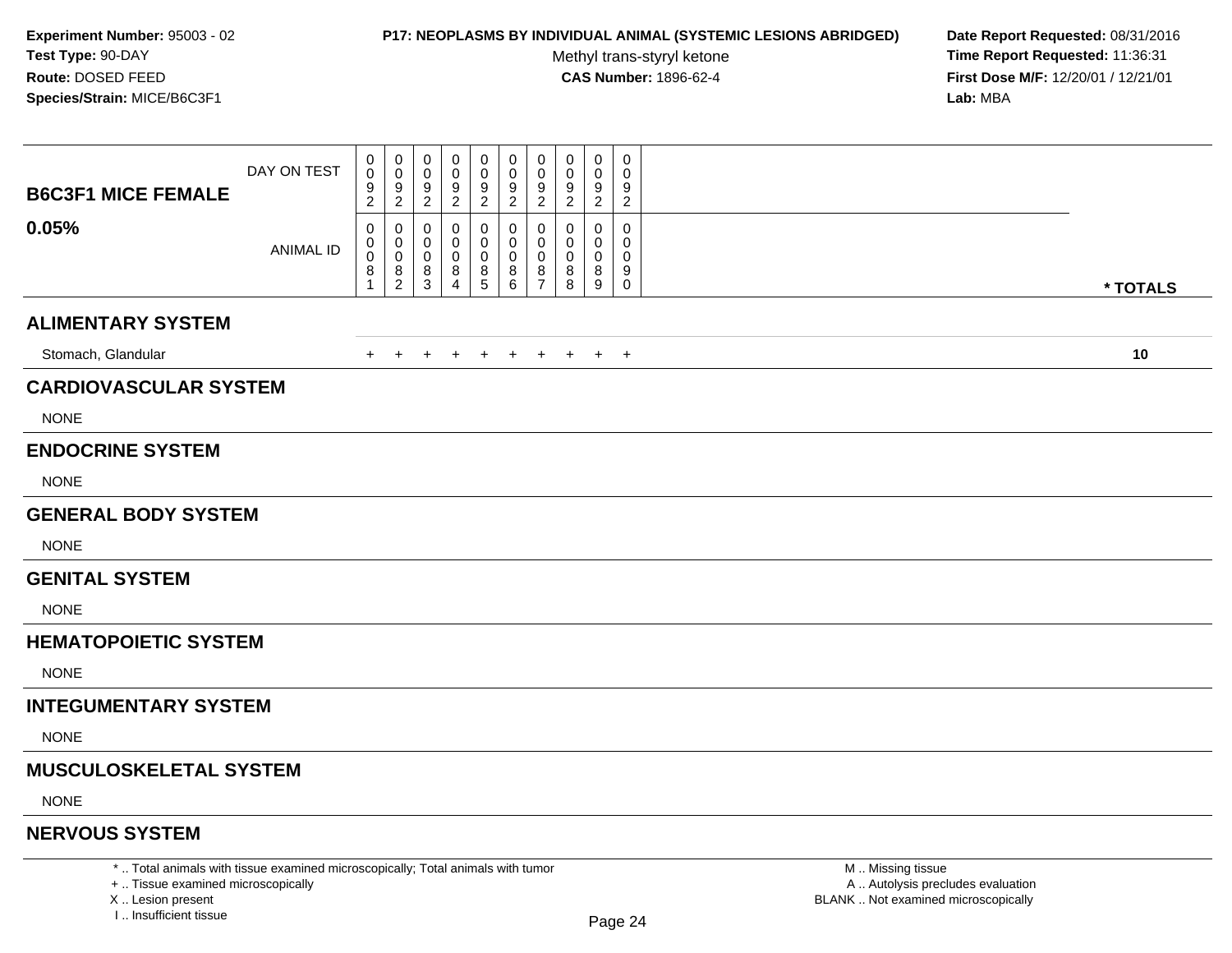Experiment Number: 95003 - 02
Test Type: 90-DAY
Route: DOSED FEED
Species/Strain: MICE/B6C3F1

**P17: NEOPLASMS BY INDIVIDUAL ANIMAL (SYSTEMIC LESIONS ABRIDGED)**
Methyl trans-styryl ketone
**CAS Number:** 1896-62-4

Date Report Requested: 08/31/2016
Time Report Requested: 11:36:31
First Dose M/F: 12/20/01 / 12/21/01
Lab: MBA

| **B6C3F1 MICE FEMALE** DAY ON TEST | 0092 | 0092 | 0092 | 0092 | 0092 | 0092 | 0092 | 0092 | 0092 | 0092 | |
|---|---|---|---|---|---|---|---|---|---|---|---|
| **0.05%** ANIMAL ID | 00081 | 00082 | 00083 | 00084 | 00085 | 00086 | 00087 | 00088 | 00089 | 00090 | *** TOTALS** |
| **ALIMENTARY SYSTEM** | | | | | | | | | | | |
| Stomach, Glandular | + | + | + | + | + | + | + | + | + | + | **10** |
| **CARDIOVASCULAR SYSTEM** | | | | | | | | | | | |
| NONE | | | | | | | | | | | |
| **ENDOCRINE SYSTEM** | | | | | | | | | | | |
| NONE | | | | | | | | | | | |
| **GENERAL BODY SYSTEM** | | | | | | | | | | | |
| NONE | | | | | | | | | | | |
| **GENITAL SYSTEM** | | | | | | | | | | | |
| NONE | | | | | | | | | | | |
| **HEMATOPOIETIC SYSTEM** | | | | | | | | | | | |
| NONE | | | | | | | | | | | |
| **INTEGUMENTARY SYSTEM** | | | | | | | | | | | |
| NONE | | | | | | | | | | | |
| **MUSCULOSKELETAL SYSTEM** | | | | | | | | | | | |
| NONE | | | | | | | | | | | |
| **NERVOUS SYSTEM** | | | | | | | | | | | |

* .. Total animals with tissue examined microscopically; Total animals with tumor
+ .. Tissue examined microscopically
X .. Lesion present
I .. Insufficient tissue

M .. Missing tissue
A .. Autolysis precludes evaluation
BLANK .. Not examined microscopically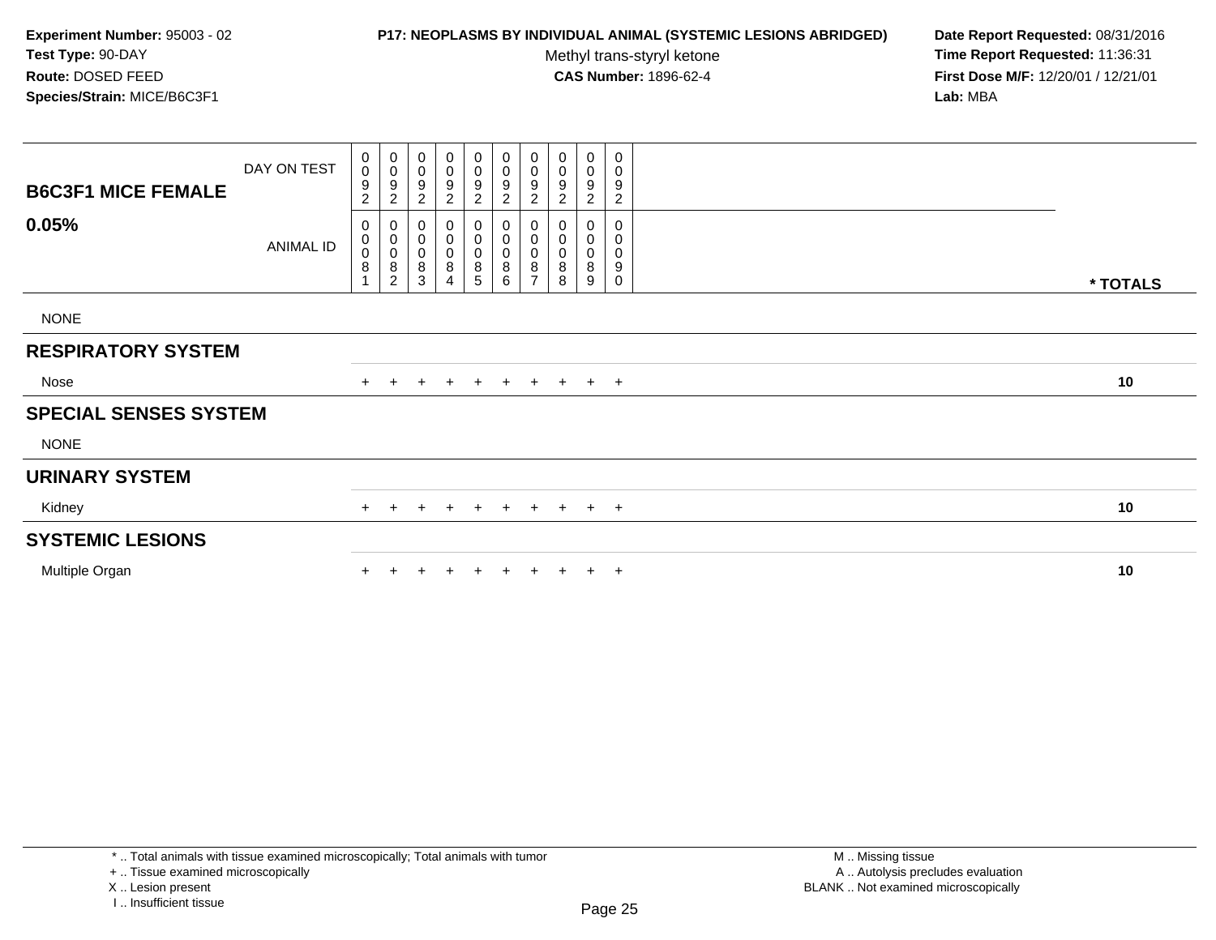**Experiment Number:** 95003 - 02
**Test Type:** 90-DAY
**Route:** DOSED FEED
**Species/Strain:** MICE/B6C3F1

**P17: NEOPLASMS BY INDIVIDUAL ANIMAL (SYSTEMIC LESIONS ABRIDGED)**
Methyl trans-styryl ketone
**CAS Number:** 1896-62-4

**Date Report Requested:** 08/31/2016
**Time Report Requested:** 11:36:31
**First Dose M/F:** 12/20/01 / 12/21/01
**Lab:** MBA

| B6C3F1 MICE FEMALE 0.05% | | | | | | | | | | | |
|---|---|---|---|---|---|---|---|---|---|---|---|
| DAY ON TEST | 0092 | 0092 | 0092 | 0092 | 0092 | 0092 | 0092 | 0092 | 0092 | 0092 | |
| ANIMAL ID | 00081 | 00082 | 00083 | 00084 | 00085 | 00086 | 00087 | 00088 | 00089 | 00090 | * TOTALS |
| NONE | | | | | | | | | | | |
| **RESPIRATORY SYSTEM** | | | | | | | | | | | |
| Nose | + | + | + | + | + | + | + | + | + | + | 10 |
| **SPECIAL SENSES SYSTEM** | | | | | | | | | | | |
| NONE | | | | | | | | | | | |
| **URINARY SYSTEM** | | | | | | | | | | | |
| Kidney | + | + | + | + | + | + | + | + | + | + | 10 |
| **SYSTEMIC LESIONS** | | | | | | | | | | | |
| Multiple Organ | + | + | + | + | + | + | + | + | + | + | 10 |

* .. Total animals with tissue examined microscopically; Total animals with tumor
+ .. Tissue examined microscopically
X .. Lesion present
I .. Insufficient tissue

M .. Missing tissue
A .. Autolysis precludes evaluation
BLANK .. Not examined microscopically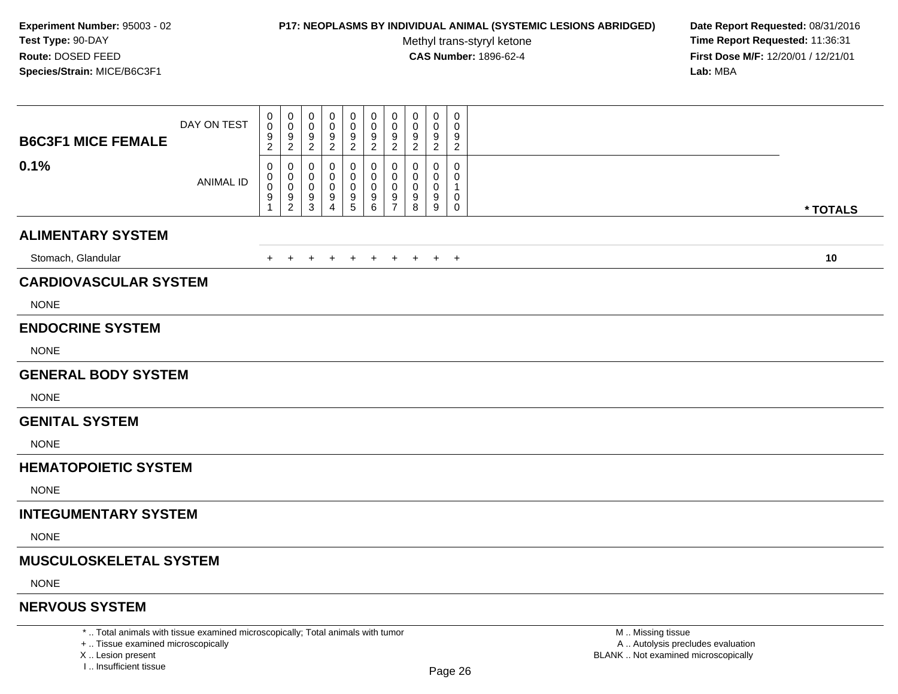**Experiment Number:** 95003 - 02
**Test Type:** 90-DAY
**Route:** DOSED FEED
**Species/Strain:** MICE/B6C3F1

**P17: NEOPLASMS BY INDIVIDUAL ANIMAL (SYSTEMIC LESIONS ABRIDGED)**
Methyl trans-styryl ketone
**CAS Number:** 1896-62-4

**Date Report Requested:** 08/31/2016
**Time Report Requested:** 11:36:31
**First Dose M/F:** 12/20/01 / 12/21/01
**Lab:** MBA

| B6C3F1 MICE FEMALE 0.1% | | | | | | | | | | | |
|---|---|---|---|---|---|---|---|---|---|---|---|
| DAY ON TEST | 0092 | 0092 | 0092 | 0092 | 0092 | 0092 | 0092 | 0092 | 0092 | 0092 | |
| ANIMAL ID | 00091 | 00092 | 00093 | 00094 | 00095 | 00096 | 00097 | 00098 | 00099 | 00100 | * TOTALS |
| **ALIMENTARY SYSTEM** | | | | | | | | | | | |
| Stomach, Glandular | + | + | + | + | + | + | + | + | + | + | 10 |
| **CARDIOVASCULAR SYSTEM** | | | | | | | | | | | |
| NONE | | | | | | | | | | | |
| **ENDOCRINE SYSTEM** | | | | | | | | | | | |
| NONE | | | | | | | | | | | |
| **GENERAL BODY SYSTEM** | | | | | | | | | | | |
| NONE | | | | | | | | | | | |
| **GENITAL SYSTEM** | | | | | | | | | | | |
| NONE | | | | | | | | | | | |
| **HEMATOPOIETIC SYSTEM** | | | | | | | | | | | |
| NONE | | | | | | | | | | | |
| **INTEGUMENTARY SYSTEM** | | | | | | | | | | | |
| NONE | | | | | | | | | | | |
| **MUSCULOSKELETAL SYSTEM** | | | | | | | | | | | |
| NONE | | | | | | | | | | | |
| **NERVOUS SYSTEM** | | | | | | | | | | | |

* .. Total animals with tissue examined microscopically; Total animals with tumor
+ .. Tissue examined microscopically
X .. Lesion present
I .. Insufficient tissue

M .. Missing tissue
A .. Autolysis precludes evaluation
BLANK .. Not examined microscopically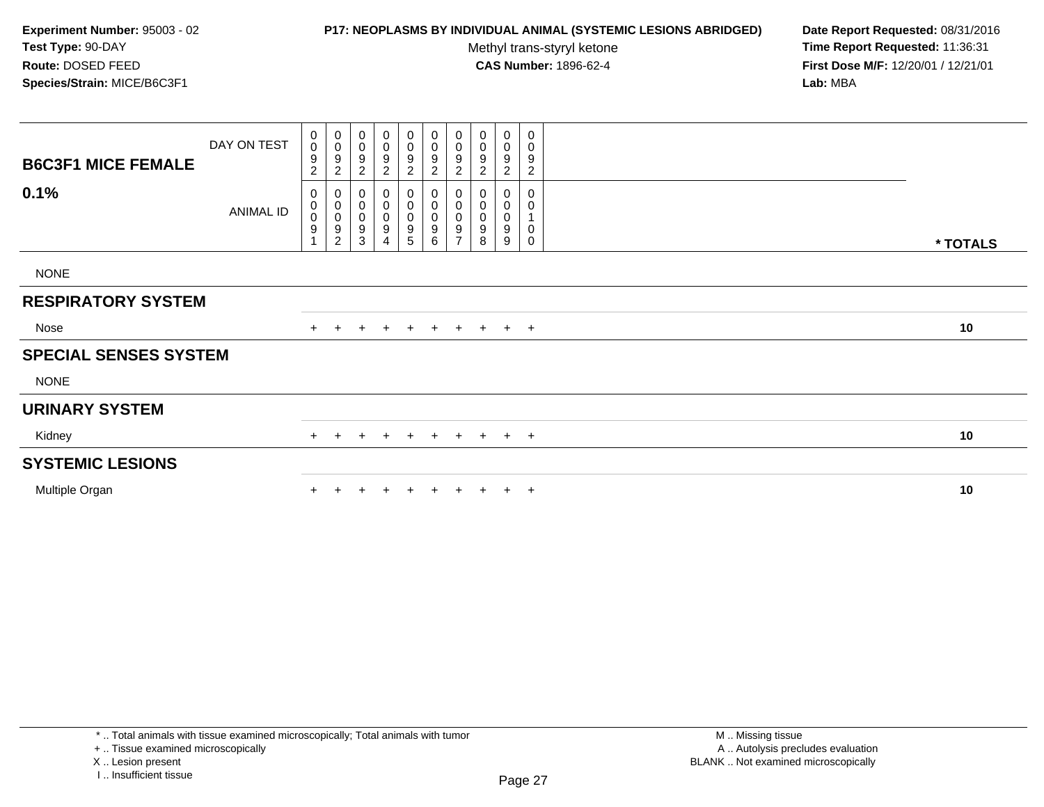**Experiment Number:** 95003 - 02
**Test Type:** 90-DAY
**Route:** DOSED FEED
**Species/Strain:** MICE/B6C3F1

**P17: NEOPLASMS BY INDIVIDUAL ANIMAL (SYSTEMIC LESIONS ABRIDGED)**
Methyl trans-styryl ketone
**CAS Number:** 1896-62-4

**Date Report Requested:** 08/31/2016
**Time Report Requested:** 11:36:31
**First Dose M/F:** 12/20/01 / 12/21/01
**Lab:** MBA

| B6C3F1 MICE FEMALE 0.1% | | | | | | | | | | | |
|---|---|---|---|---|---|---|---|---|---|---|---|
| DAY ON TEST | 0092 | 0092 | 0092 | 0092 | 0092 | 0092 | 0092 | 0092 | 0092 | 0092 | |
| ANIMAL ID | 00091 | 00092 | 00093 | 00094 | 00095 | 00096 | 00097 | 00098 | 00099 | 00100 | * TOTALS |
| NONE | | | | | | | | | | | |
| **RESPIRATORY SYSTEM** | | | | | | | | | | | |
| Nose | + | + | + | + | + | + | + | + | + | + | 10 |
| **SPECIAL SENSES SYSTEM** | | | | | | | | | | | |
| NONE | | | | | | | | | | | |
| **URINARY SYSTEM** | | | | | | | | | | | |
| Kidney | + | + | + | + | + | + | + | + | + | + | 10 |
| **SYSTEMIC LESIONS** | | | | | | | | | | | |
| Multiple Organ | + | + | + | + | + | + | + | + | + | + | 10 |

* .. Total animals with tissue examined microscopically; Total animals with tumor
+ .. Tissue examined microscopically
X .. Lesion present
I .. Insufficient tissue

M .. Missing tissue
A .. Autolysis precludes evaluation
BLANK .. Not examined microscopically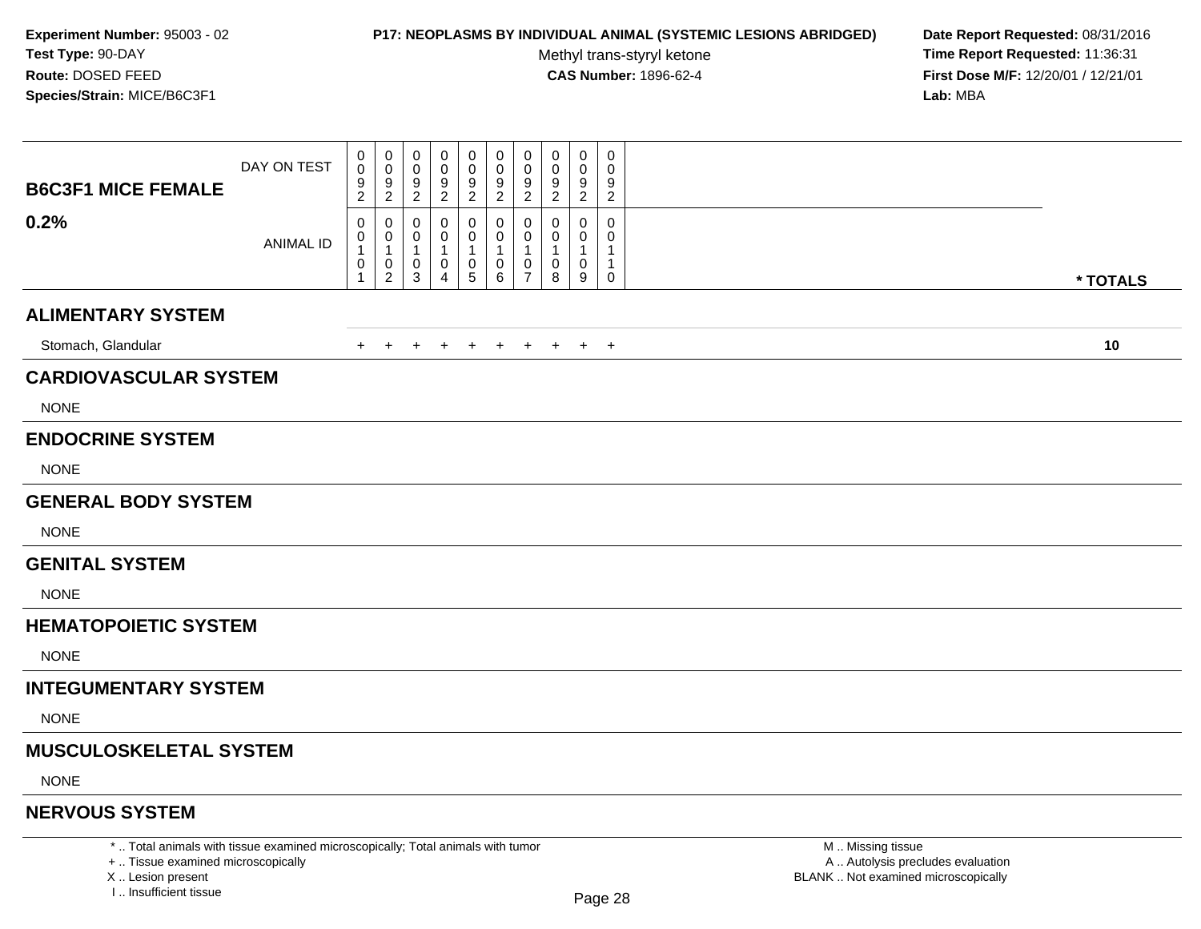**Experiment Number:** 95003 - 02
**Test Type:** 90-DAY
**Route:** DOSED FEED
**Species/Strain:** MICE/B6C3F1

**P17: NEOPLASMS BY INDIVIDUAL ANIMAL (SYSTEMIC LESIONS ABRIDGED)**
Methyl trans-styryl ketone
**CAS Number:** 1896-62-4

**Date Report Requested:** 08/31/2016
**Time Report Requested:** 11:36:31
**First Dose M/F:** 12/20/01 / 12/21/01
**Lab:** MBA

| B6C3F1 MICE FEMALE 0.2% | | | | | | | | | | | |
|---|---|---|---|---|---|---|---|---|---|---|---|
| DAY ON TEST | 0092 | 0092 | 0092 | 0092 | 0092 | 0092 | 0092 | 0092 | 0092 | 0092 | |
| ANIMAL ID | 00101 | 00102 | 00103 | 00104 | 00105 | 00106 | 00107 | 00108 | 00109 | 00110 | * TOTALS |
| **ALIMENTARY SYSTEM** | | | | | | | | | | | |
| Stomach, Glandular | + | + | + | + | + | + | + | + | + | + | **10** |
| **CARDIOVASCULAR SYSTEM** | | | | | | | | | | | |
| NONE | | | | | | | | | | | |
| **ENDOCRINE SYSTEM** | | | | | | | | | | | |
| NONE | | | | | | | | | | | |
| **GENERAL BODY SYSTEM** | | | | | | | | | | | |
| NONE | | | | | | | | | | | |
| **GENITAL SYSTEM** | | | | | | | | | | | |
| NONE | | | | | | | | | | | |
| **HEMATOPOIETIC SYSTEM** | | | | | | | | | | | |
| NONE | | | | | | | | | | | |
| **INTEGUMENTARY SYSTEM** | | | | | | | | | | | |
| NONE | | | | | | | | | | | |
| **MUSCULOSKELETAL SYSTEM** | | | | | | | | | | | |
| NONE | | | | | | | | | | | |
| **NERVOUS SYSTEM** | | | | | | | | | | | |

* .. Total animals with tissue examined microscopically; Total animals with tumor
+ .. Tissue examined microscopically
X .. Lesion present
I .. Insufficient tissue

M .. Missing tissue
A .. Autolysis precludes evaluation
BLANK .. Not examined microscopically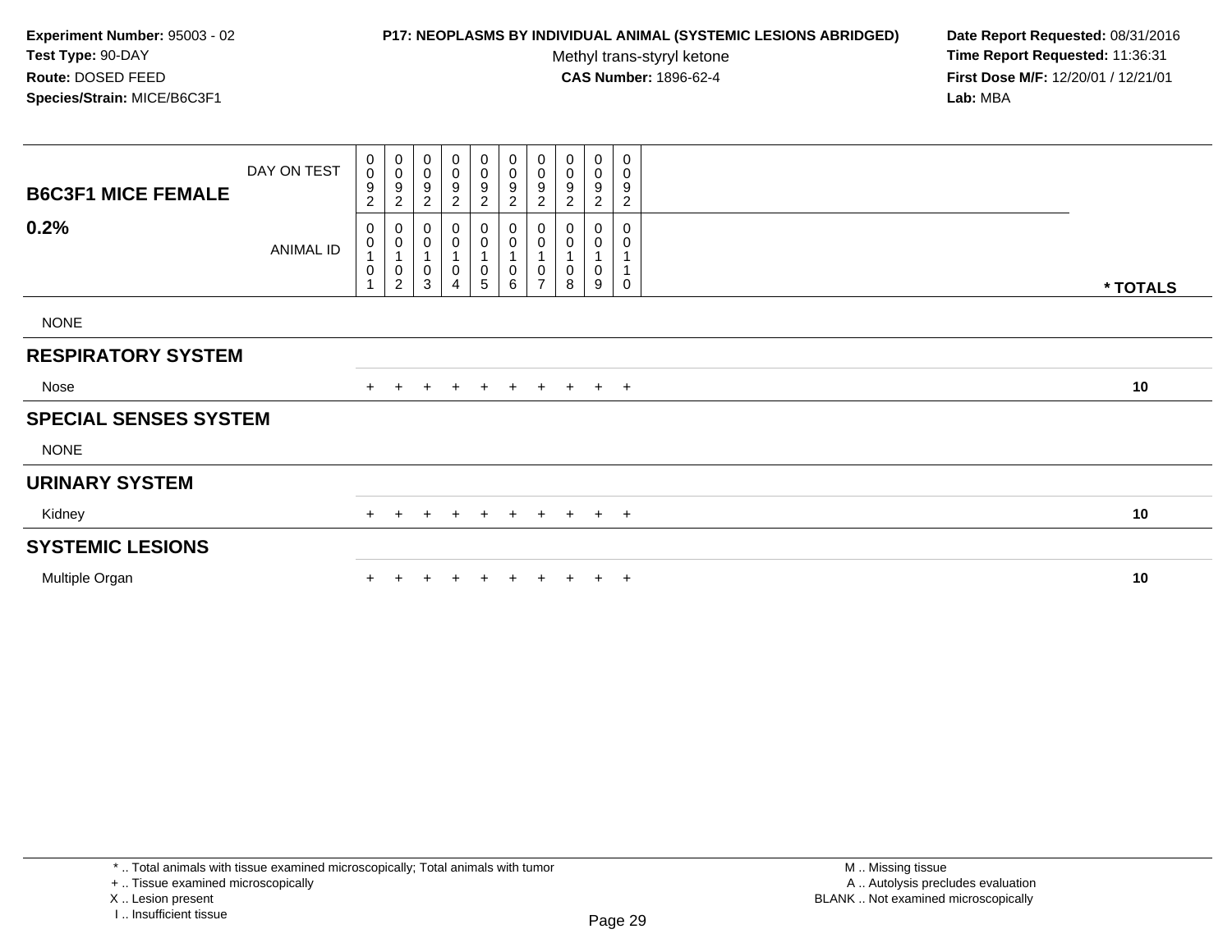**Experiment Number:** 95003 - 02
**Test Type:** 90-DAY
**Route:** DOSED FEED
**Species/Strain:** MICE/B6C3F1

**P17: NEOPLASMS BY INDIVIDUAL ANIMAL (SYSTEMIC LESIONS ABRIDGED)**
Methyl trans-styryl ketone
**CAS Number:** 1896-62-4

**Date Report Requested:** 08/31/2016
**Time Report Requested:** 11:36:31
**First Dose M/F:** 12/20/01 / 12/21/01
**Lab:** MBA

| B6C3F1 MICE FEMALE 0.2% | | | | | | | | | | | |
|---|---|---|---|---|---|---|---|---|---|---|---|
| DAY ON TEST | 0092 | 0092 | 0092 | 0092 | 0092 | 0092 | 0092 | 0092 | 0092 | 0092 | |
| ANIMAL ID | 00101 | 00102 | 00103 | 00104 | 00105 | 00106 | 00107 | 00108 | 00109 | 00110 | * TOTALS |
| NONE | | | | | | | | | | | |
| **RESPIRATORY SYSTEM** | | | | | | | | | | | |
| Nose | + | + | + | + | + | + | + | + | + | + | 10 |
| **SPECIAL SENSES SYSTEM** | | | | | | | | | | | |
| NONE | | | | | | | | | | | |
| **URINARY SYSTEM** | | | | | | | | | | | |
| Kidney | + | + | + | + | + | + | + | + | + | + | 10 |
| **SYSTEMIC LESIONS** | | | | | | | | | | | |
| Multiple Organ | + | + | + | + | + | + | + | + | + | + | 10 |

* .. Total animals with tissue examined microscopically; Total animals with tumor
+ .. Tissue examined microscopically
X .. Lesion present
I .. Insufficient tissue

M .. Missing tissue
A .. Autolysis precludes evaluation
BLANK .. Not examined microscopically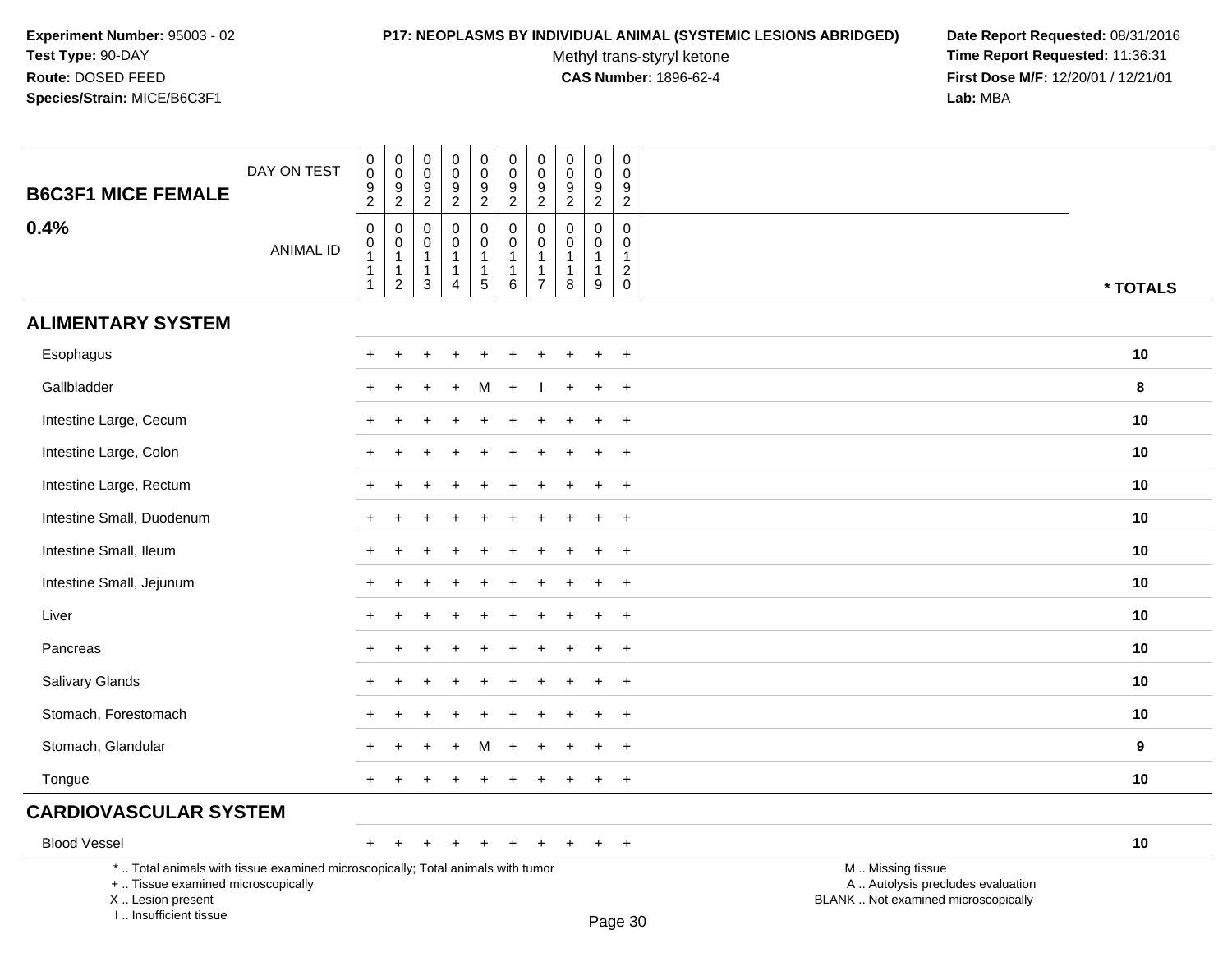**Experiment Number:** 95003 - 02
**Test Type:** 90-DAY
**Route:** DOSED FEED
**Species/Strain:** MICE/B6C3F1

**P17: NEOPLASMS BY INDIVIDUAL ANIMAL (SYSTEMIC LESIONS ABRIDGED)**
Methyl trans-styryl ketone
**CAS Number:** 1896-62-4

**Date Report Requested:** 08/31/2016
**Time Report Requested:** 11:36:31
**First Dose M/F:** 12/20/01 / 12/21/01
**Lab:** MBA

## B6C3F1 MICE FEMALE 0.4%

| DAY ON TEST | 0092 | 0092 | 0092 | 0092 | 0092 | 0092 | 0092 | 0092 | 0092 | 0092 | |
|---|---|---|---|---|---|---|---|---|---|---|---|
| ANIMAL ID | 00111 | 00112 | 00113 | 00114 | 00115 | 00116 | 00117 | 00118 | 00119 | 00120 | * TOTALS |
| **ALIMENTARY SYSTEM** | | | | | | | | | | | |
| Esophagus | + | + | + | + | + | + | + | + | + | + | 10 |
| Gallbladder | + | + | + | + | M | + | I | + | + | + | 8 |
| Intestine Large, Cecum | + | + | + | + | + | + | + | + | + | + | 10 |
| Intestine Large, Colon | + | + | + | + | + | + | + | + | + | + | 10 |
| Intestine Large, Rectum | + | + | + | + | + | + | + | + | + | + | 10 |
| Intestine Small, Duodenum | + | + | + | + | + | + | + | + | + | + | 10 |
| Intestine Small, Ileum | + | + | + | + | + | + | + | + | + | + | 10 |
| Intestine Small, Jejunum | + | + | + | + | + | + | + | + | + | + | 10 |
| Liver | + | + | + | + | + | + | + | + | + | + | 10 |
| Pancreas | + | + | + | + | + | + | + | + | + | + | 10 |
| Salivary Glands | + | + | + | + | + | + | + | + | + | + | 10 |
| Stomach, Forestomach | + | + | + | + | + | + | + | + | + | + | 10 |
| Stomach, Glandular | + | + | + | + | M | + | + | + | + | + | 9 |
| Tongue | + | + | + | + | + | + | + | + | + | + | 10 |
| **CARDIOVASCULAR SYSTEM** | | | | | | | | | | | |
| Blood Vessel | + | + | + | + | + | + | + | + | + | + | 10 |

* .. Total animals with tissue examined microscopically; Total animals with tumor
+ .. Tissue examined microscopically
X .. Lesion present
I .. Insufficient tissue

M .. Missing tissue
A .. Autolysis precludes evaluation
BLANK .. Not examined microscopically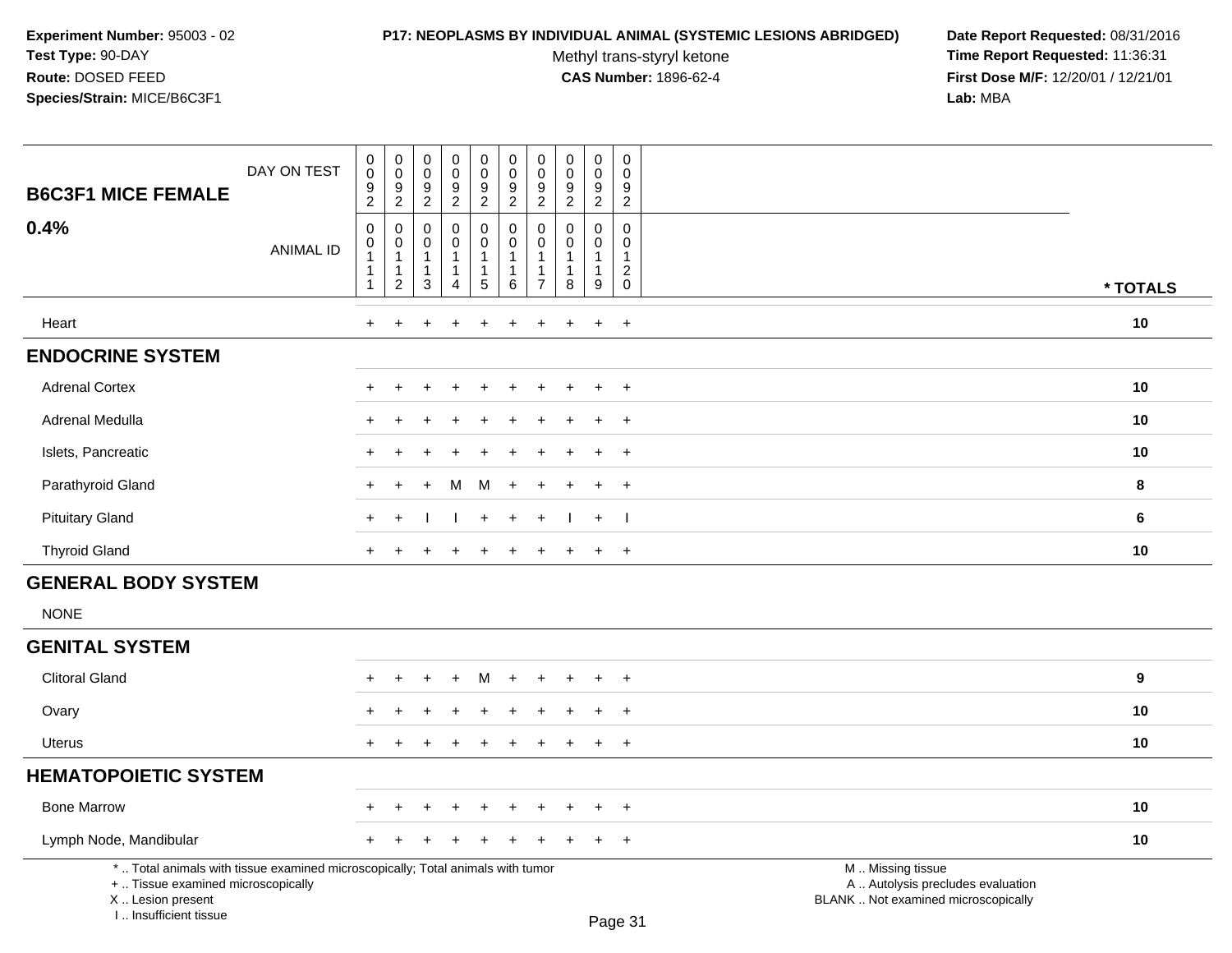**Experiment Number:** 95003 - 02
**Test Type:** 90-DAY
**Route:** DOSED FEED
**Species/Strain:** MICE/B6C3F1

**P17: NEOPLASMS BY INDIVIDUAL ANIMAL (SYSTEMIC LESIONS ABRIDGED)**
Methyl trans-styryl ketone
**CAS Number:** 1896-62-4

**Date Report Requested:** 08/31/2016
**Time Report Requested:** 11:36:31
**First Dose M/F:** 12/20/01 / 12/21/01
**Lab:** MBA

## B6C3F1 MICE FEMALE 0.4%

| DAY ON TEST | 0092 | 0092 | 0092 | 0092 | 0092 | 0092 | 0092 | 0092 | 0092 | 0092 | |
|---|---|---|---|---|---|---|---|---|---|---|---|
| **ANIMAL ID** | 00111 | 00112 | 00113 | 00114 | 00115 | 00116 | 00117 | 00118 | 00119 | 00120 | *** TOTALS** |
| Heart | + | + | + | + | + | + | + | + | + | + | **10** |
| **ENDOCRINE SYSTEM** | | | | | | | | | | | |
| Adrenal Cortex | + | + | + | + | + | + | + | + | + | + | **10** |
| Adrenal Medulla | + | + | + | + | + | + | + | + | + | + | **10** |
| Islets, Pancreatic | + | + | + | + | + | + | + | + | + | + | **10** |
| Parathyroid Gland | + | + | + | M | M | + | + | + | + | + | **8** |
| Pituitary Gland | + | + | I | I | + | + | + | I | + | I | **6** |
| Thyroid Gland | + | + | + | + | + | + | + | + | + | + | **10** |
| **GENERAL BODY SYSTEM** | | | | | | | | | | | |
| NONE | | | | | | | | | | | |
| **GENITAL SYSTEM** | | | | | | | | | | | |
| Clitoral Gland | + | + | + | + | M | + | + | + | + | + | **9** |
| Ovary | + | + | + | + | + | + | + | + | + | + | **10** |
| Uterus | + | + | + | + | + | + | + | + | + | + | **10** |
| **HEMATOPOIETIC SYSTEM** | | | | | | | | | | | |
| Bone Marrow | + | + | + | + | + | + | + | + | + | + | **10** |
| Lymph Node, Mandibular | + | + | + | + | + | + | + | + | + | + | **10** |

\* .. Total animals with tissue examined microscopically; Total animals with tumor
\+ .. Tissue examined microscopically
X .. Lesion present
I .. Insufficient tissue

M .. Missing tissue
A .. Autolysis precludes evaluation
BLANK .. Not examined microscopically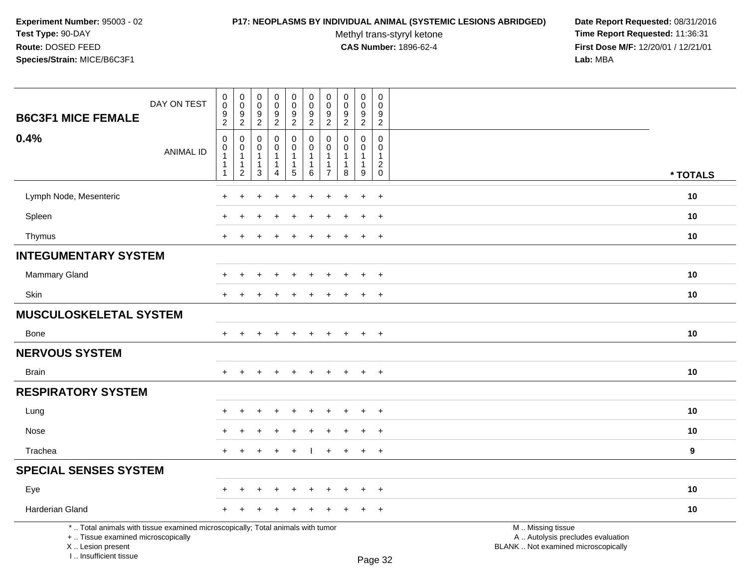**Experiment Number:** 95003 - 02
**Test Type:** 90-DAY
**Route:** DOSED FEED
**Species/Strain:** MICE/B6C3F1

**P17: NEOPLASMS BY INDIVIDUAL ANIMAL (SYSTEMIC LESIONS ABRIDGED)**
Methyl trans-styryl ketone
**CAS Number:** 1896-62-4

**Date Report Requested:** 08/31/2016
**Time Report Requested:** 11:36:31
**First Dose M/F:** 12/20/01 / 12/21/01
**Lab:** MBA

## B6C3F1 MICE FEMALE 0.4%

| DAY ON TEST | 0092 | 0092 | 0092 | 0092 | 0092 | 0092 | 0092 | 0092 | 0092 | 0092 | |
|---|---|---|---|---|---|---|---|---|---|---|---|
| **ANIMAL ID** | 00111 | 00112 | 00113 | 00114 | 00115 | 00116 | 00117 | 00118 | 00119 | 00120 | **\* TOTALS** |
| Lymph Node, Mesenteric | + | + | + | + | + | + | + | + | + | + | **10** |
| Spleen | + | + | + | + | + | + | + | + | + | + | **10** |
| Thymus | + | + | + | + | + | + | + | + | + | + | **10** |
| **INTEGUMENTARY SYSTEM** | | | | | | | | | | | |
| Mammary Gland | + | + | + | + | + | + | + | + | + | + | **10** |
| Skin | + | + | + | + | + | + | + | + | + | + | **10** |
| **MUSCULOSKELETAL SYSTEM** | | | | | | | | | | | |
| Bone | + | + | + | + | + | + | + | + | + | + | **10** |
| **NERVOUS SYSTEM** | | | | | | | | | | | |
| Brain | + | + | + | + | + | + | + | + | + | + | **10** |
| **RESPIRATORY SYSTEM** | | | | | | | | | | | |
| Lung | + | + | + | + | + | + | + | + | + | + | **10** |
| Nose | + | + | + | + | + | + | + | + | + | + | **10** |
| Trachea | + | + | + | + | + | I | + | + | + | + | **9** |
| **SPECIAL SENSES SYSTEM** | | | | | | | | | | | |
| Eye | + | + | + | + | + | + | + | + | + | + | **10** |
| Harderian Gland | + | + | + | + | + | + | + | + | + | + | **10** |

\* .. Total animals with tissue examined microscopically; Total animals with tumor
\+ .. Tissue examined microscopically
X .. Lesion present
I .. Insufficient tissue

M .. Missing tissue
A .. Autolysis precludes evaluation
BLANK .. Not examined microscopically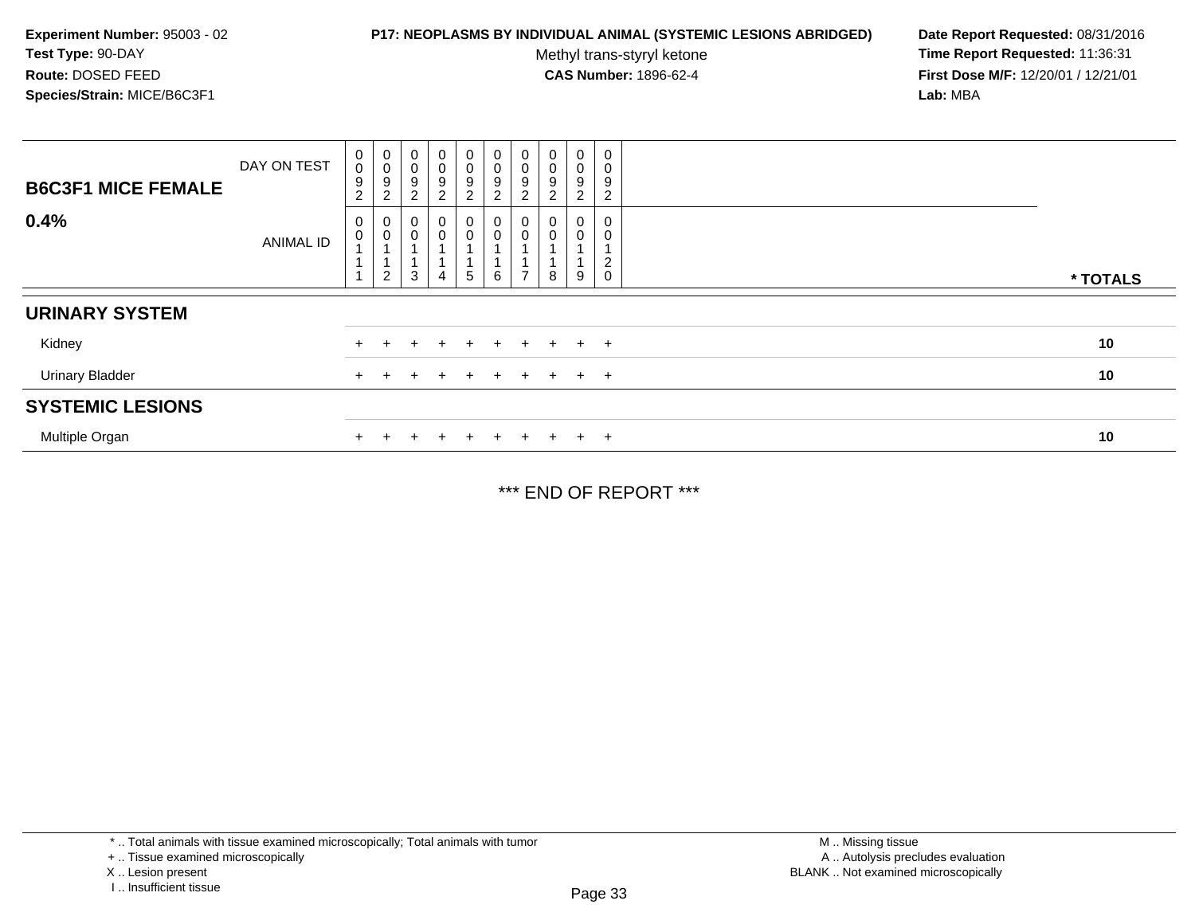**Experiment Number:** 95003 - 02
**Test Type:** 90-DAY
**Route:** DOSED FEED
**Species/Strain:** MICE/B6C3F1

**P17: NEOPLASMS BY INDIVIDUAL ANIMAL (SYSTEMIC LESIONS ABRIDGED)**
Methyl trans-styryl ketone
**CAS Number:** 1896-62-4

**Date Report Requested:** 08/31/2016
**Time Report Requested:** 11:36:31
**First Dose M/F:** 12/20/01 / 12/21/01
**Lab:** MBA

| B6C3F1 MICE FEMALE 0.4% | | | | | | | | | | | |
|---|---|---|---|---|---|---|---|---|---|---|---|
| DAY ON TEST | 0092 | 0092 | 0092 | 0092 | 0092 | 0092 | 0092 | 0092 | 0092 | 0092 | |
| ANIMAL ID | 00111 | 00112 | 00113 | 00114 | 00115 | 00116 | 00117 | 00118 | 00119 | 00120 | * TOTALS |
| **URINARY SYSTEM** | | | | | | | | | | | |
| Kidney | + | + | + | + | + | + | + | + | + | + | 10 |
| Urinary Bladder | + | + | + | + | + | + | + | + | + | + | 10 |
| **SYSTEMIC LESIONS** | | | | | | | | | | | |
| Multiple Organ | + | + | + | + | + | + | + | + | + | + | 10 |

*** END OF REPORT ***

* .. Total animals with tissue examined microscopically; Total animals with tumor
+ .. Tissue examined microscopically
X .. Lesion present
I .. Insufficient tissue

M .. Missing tissue
A .. Autolysis precludes evaluation
BLANK .. Not examined microscopically